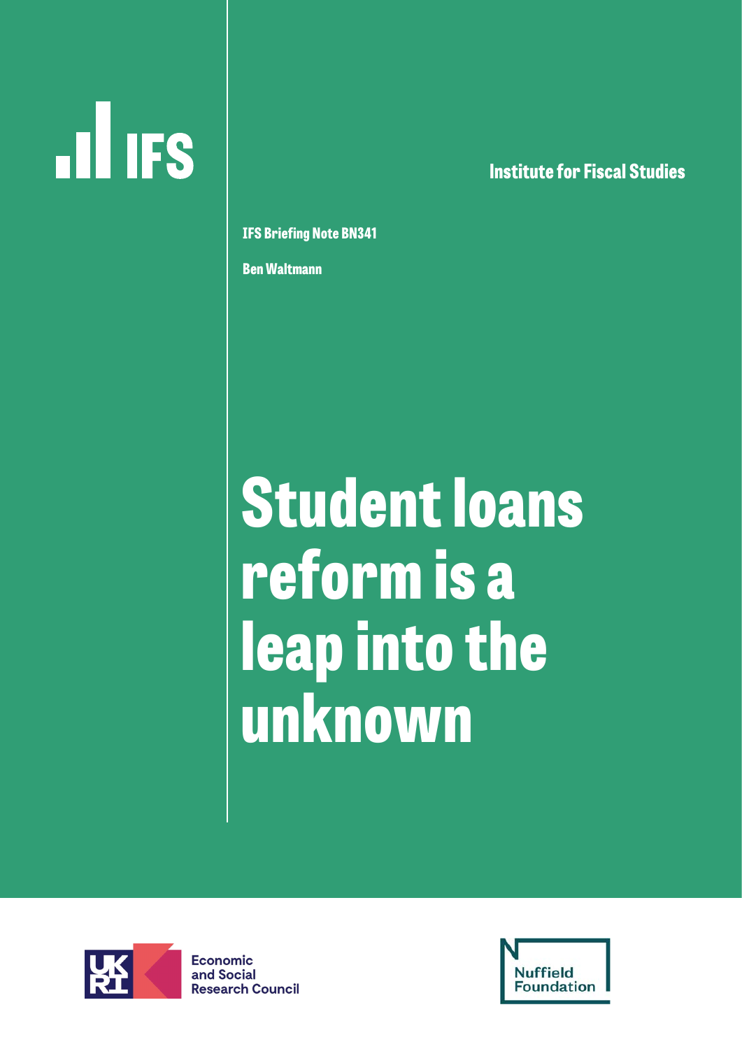IFS

Institute for Fiscal Studies

IFS Briefing Note BN341

Ben Waltmann

# Student loans reform is a leap into the unknown

Economic and Social Research Council

Nuffield Foundation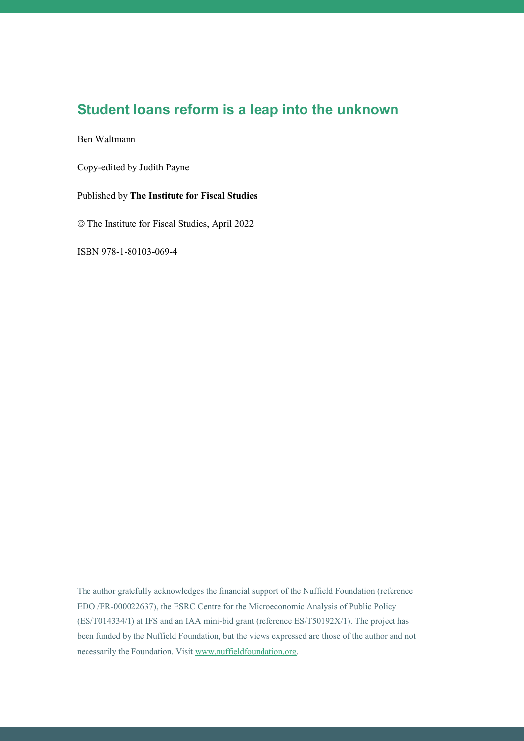# Student loans reform is a leap into the unknown

Ben Waltmann

Copy-edited by Judith Payne

Published by **The Institute for Fiscal Studies**

© The Institute for Fiscal Studies, April 2022

ISBN 978-1-80103-069-4

---

The author gratefully acknowledges the financial support of the Nuffield Foundation (reference EDO /FR-000022637), the ESRC Centre for the Microeconomic Analysis of Public Policy (ES/T014334/1) at IFS and an IAA mini-bid grant (reference ES/T50192X/1). The project has been funded by the Nuffield Foundation, but the views expressed are those of the author and not necessarily the Foundation. Visit www.nuffieldfoundation.org.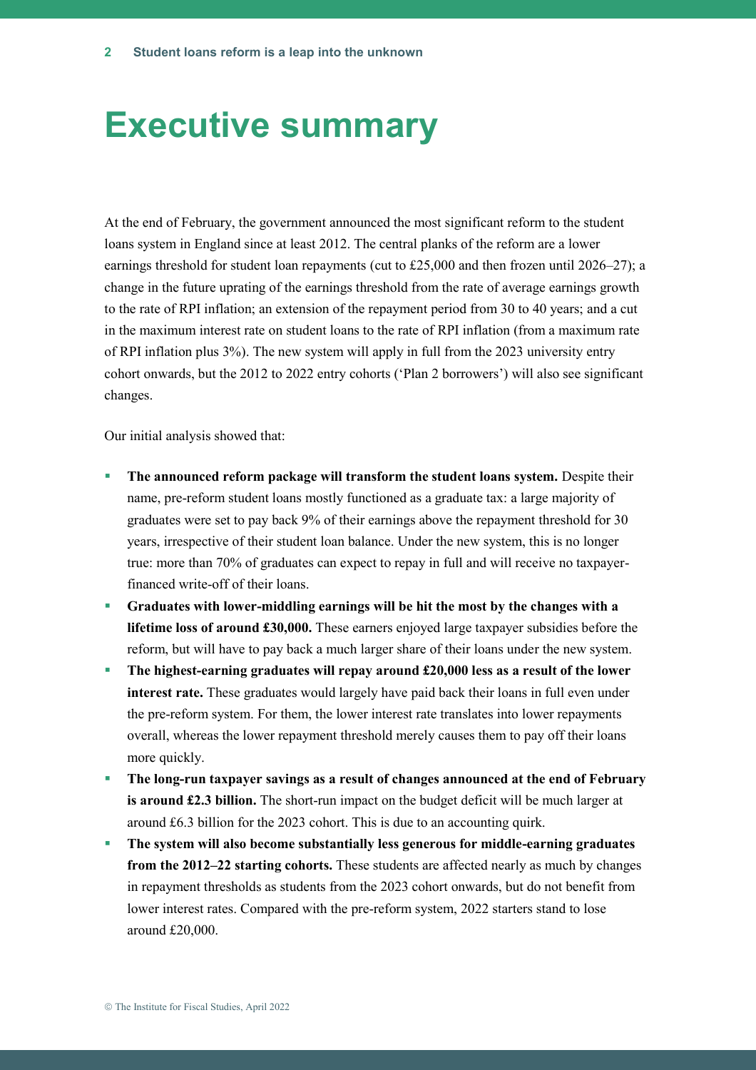# Executive summary

At the end of February, the government announced the most significant reform to the student loans system in England since at least 2012. The central planks of the reform are a lower earnings threshold for student loan repayments (cut to £25,000 and then frozen until 2026–27); a change in the future uprating of the earnings threshold from the rate of average earnings growth to the rate of RPI inflation; an extension of the repayment period from 30 to 40 years; and a cut in the maximum interest rate on student loans to the rate of RPI inflation (from a maximum rate of RPI inflation plus 3%). The new system will apply in full from the 2023 university entry cohort onwards, but the 2012 to 2022 entry cohorts ('Plan 2 borrowers') will also see significant changes.

Our initial analysis showed that:

- **The announced reform package will transform the student loans system.** Despite their name, pre-reform student loans mostly functioned as a graduate tax: a large majority of graduates were set to pay back 9% of their earnings above the repayment threshold for 30 years, irrespective of their student loan balance. Under the new system, this is no longer true: more than 70% of graduates can expect to repay in full and will receive no taxpayer-financed write-off of their loans.
- **Graduates with lower-middling earnings will be hit the most by the changes with a lifetime loss of around £30,000.** These earners enjoyed large taxpayer subsidies before the reform, but will have to pay back a much larger share of their loans under the new system.
- **The highest-earning graduates will repay around £20,000 less as a result of the lower interest rate.** These graduates would largely have paid back their loans in full even under the pre-reform system. For them, the lower interest rate translates into lower repayments overall, whereas the lower repayment threshold merely causes them to pay off their loans more quickly.
- **The long-run taxpayer savings as a result of changes announced at the end of February is around £2.3 billion.** The short-run impact on the budget deficit will be much larger at around £6.3 billion for the 2023 cohort. This is due to an accounting quirk.
- **The system will also become substantially less generous for middle-earning graduates from the 2012–22 starting cohorts.** These students are affected nearly as much by changes in repayment thresholds as students from the 2023 cohort onwards, but do not benefit from lower interest rates. Compared with the pre-reform system, 2022 starters stand to lose around £20,000.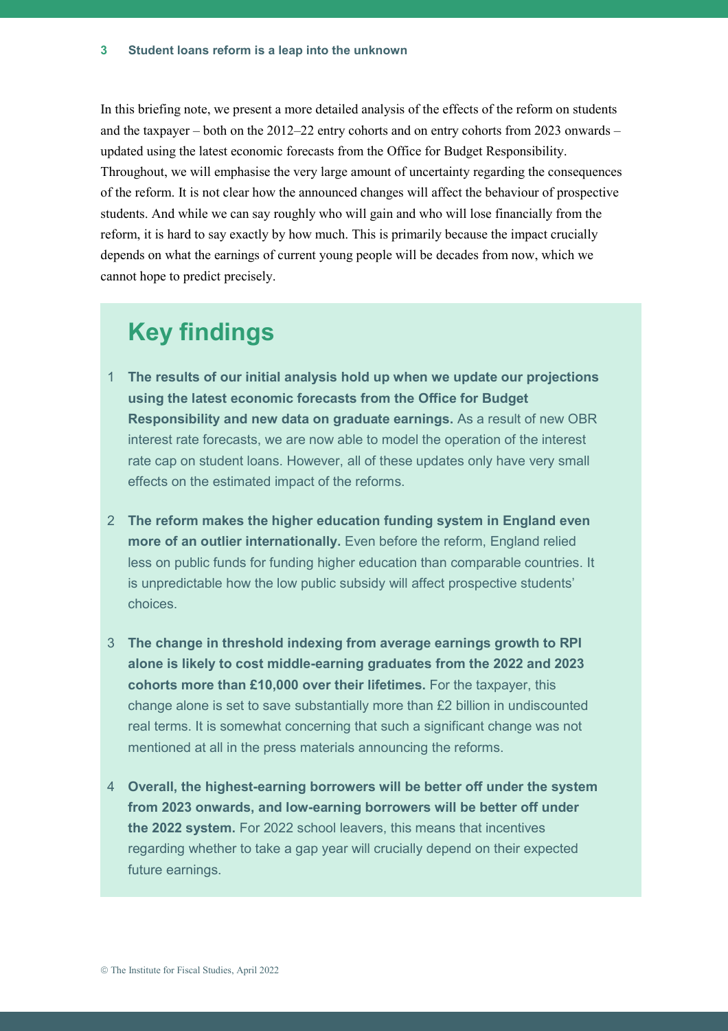In this briefing note, we present a more detailed analysis of the effects of the reform on students and the taxpayer – both on the 2012–22 entry cohorts and on entry cohorts from 2023 onwards – updated using the latest economic forecasts from the Office for Budget Responsibility. Throughout, we will emphasise the very large amount of uncertainty regarding the consequences of the reform. It is not clear how the announced changes will affect the behaviour of prospective students. And while we can say roughly who will gain and who will lose financially from the reform, it is hard to say exactly by how much. This is primarily because the impact crucially depends on what the earnings of current young people will be decades from now, which we cannot hope to predict precisely.

## Key findings

1. **The results of our initial analysis hold up when we update our projections using the latest economic forecasts from the Office for Budget Responsibility and new data on graduate earnings.** As a result of new OBR interest rate forecasts, we are now able to model the operation of the interest rate cap on student loans. However, all of these updates only have very small effects on the estimated impact of the reforms.

2. **The reform makes the higher education funding system in England even more of an outlier internationally.** Even before the reform, England relied less on public funds for funding higher education than comparable countries. It is unpredictable how the low public subsidy will affect prospective students' choices.

3. **The change in threshold indexing from average earnings growth to RPI alone is likely to cost middle-earning graduates from the 2022 and 2023 cohorts more than £10,000 over their lifetimes.** For the taxpayer, this change alone is set to save substantially more than £2 billion in undiscounted real terms. It is somewhat concerning that such a significant change was not mentioned at all in the press materials announcing the reforms.

4. **Overall, the highest-earning borrowers will be better off under the system from 2023 onwards, and low-earning borrowers will be better off under the 2022 system.** For 2022 school leavers, this means that incentives regarding whether to take a gap year will crucially depend on their expected future earnings.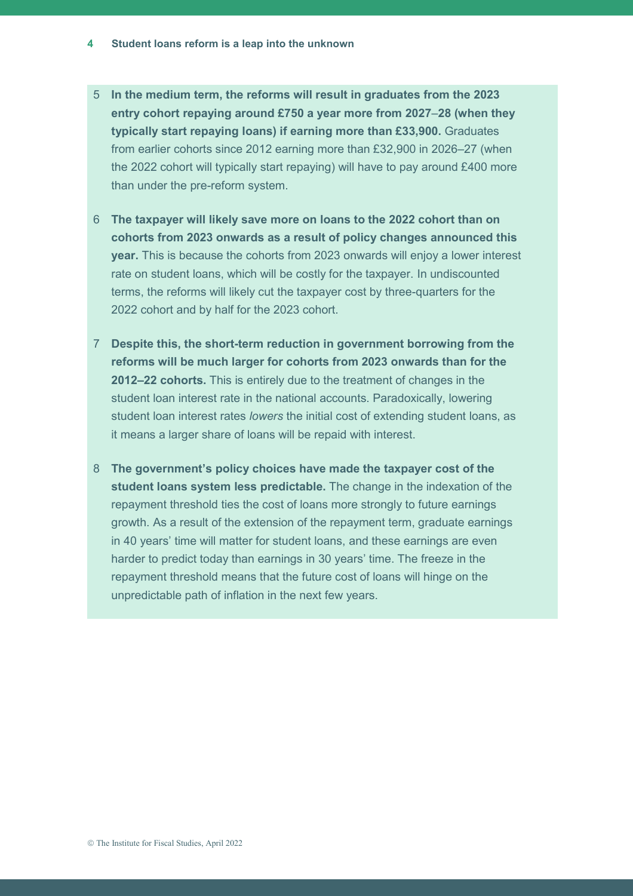5. **In the medium term, the reforms will result in graduates from the 2023 entry cohort repaying around £750 a year more from 2027–28 (when they typically start repaying loans) if earning more than £33,900.** Graduates from earlier cohorts since 2012 earning more than £32,900 in 2026–27 (when the 2022 cohort will typically start repaying) will have to pay around £400 more than under the pre-reform system.

6. **The taxpayer will likely save more on loans to the 2022 cohort than on cohorts from 2023 onwards as a result of policy changes announced this year.** This is because the cohorts from 2023 onwards will enjoy a lower interest rate on student loans, which will be costly for the taxpayer. In undiscounted terms, the reforms will likely cut the taxpayer cost by three-quarters for the 2022 cohort and by half for the 2023 cohort.

7. **Despite this, the short-term reduction in government borrowing from the reforms will be much larger for cohorts from 2023 onwards than for the 2012–22 cohorts.** This is entirely due to the treatment of changes in the student loan interest rate in the national accounts. Paradoxically, lowering student loan interest rates *lowers* the initial cost of extending student loans, as it means a larger share of loans will be repaid with interest.

8. **The government's policy choices have made the taxpayer cost of the student loans system less predictable.** The change in the indexation of the repayment threshold ties the cost of loans more strongly to future earnings growth. As a result of the extension of the repayment term, graduate earnings in 40 years' time will matter for student loans, and these earnings are even harder to predict today than earnings in 30 years' time. The freeze in the repayment threshold means that the future cost of loans will hinge on the unpredictable path of inflation in the next few years.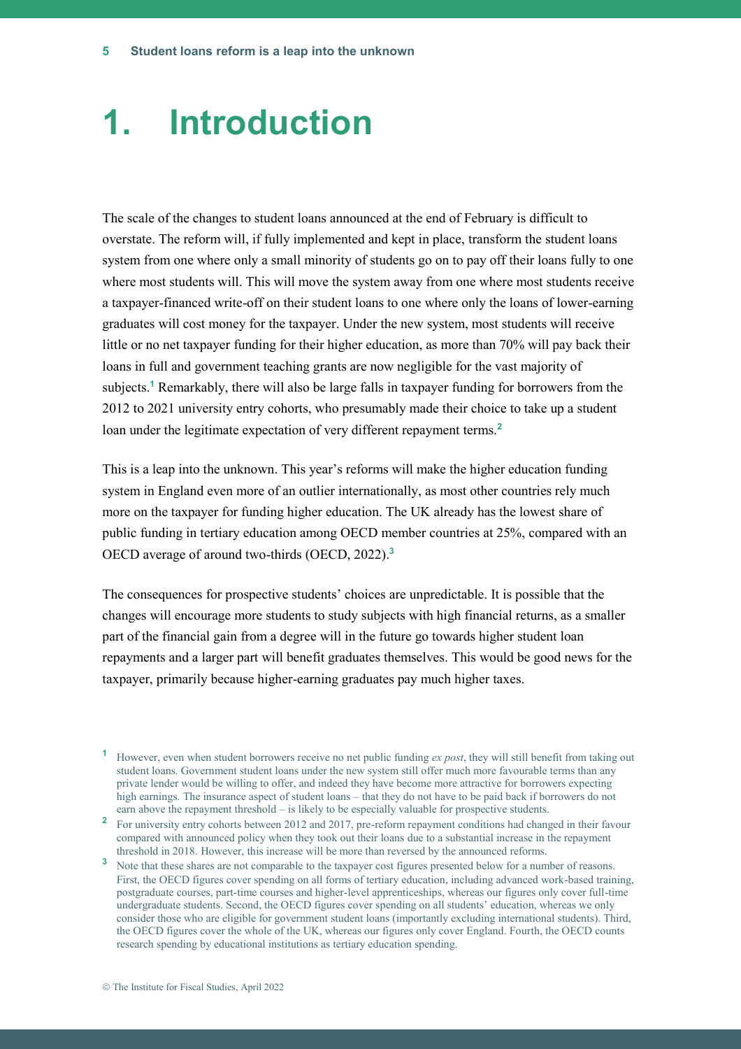# 1. Introduction

The scale of the changes to student loans announced at the end of February is difficult to overstate. The reform will, if fully implemented and kept in place, transform the student loans system from one where only a small minority of students go on to pay off their loans fully to one where most students will. This will move the system away from one where most students receive a taxpayer-financed write-off on their student loans to one where only the loans of lower-earning graduates will cost money for the taxpayer. Under the new system, most students will receive little or no net taxpayer funding for their higher education, as more than 70% will pay back their loans in full and government teaching grants are now negligible for the vast majority of subjects.[1] Remarkably, there will also be large falls in taxpayer funding for borrowers from the 2012 to 2021 university entry cohorts, who presumably made their choice to take up a student loan under the legitimate expectation of very different repayment terms.[2]

This is a leap into the unknown. This year's reforms will make the higher education funding system in England even more of an outlier internationally, as most other countries rely much more on the taxpayer for funding higher education. The UK already has the lowest share of public funding in tertiary education among OECD member countries at 25%, compared with an OECD average of around two-thirds (OECD, 2022).[3]

The consequences for prospective students' choices are unpredictable. It is possible that the changes will encourage more students to study subjects with high financial returns, as a smaller part of the financial gain from a degree will in the future go towards higher student loan repayments and a larger part will benefit graduates themselves. This would be good news for the taxpayer, primarily because higher-earning graduates pay much higher taxes.

[1] However, even when student borrowers receive no net public funding *ex post*, they will still benefit from taking out student loans. Government student loans under the new system still offer much more favourable terms than any private lender would be willing to offer, and indeed they have become more attractive for borrowers expecting high earnings. The insurance aspect of student loans – that they do not have to be paid back if borrowers do not earn above the repayment threshold – is likely to be especially valuable for prospective students.

[2] For university entry cohorts between 2012 and 2017, pre-reform repayment conditions had changed in their favour compared with announced policy when they took out their loans due to a substantial increase in the repayment threshold in 2018. However, this increase will be more than reversed by the announced reforms.

[3] Note that these shares are not comparable to the taxpayer cost figures presented below for a number of reasons. First, the OECD figures cover spending on all forms of tertiary education, including advanced work-based training, postgraduate courses, part-time courses and higher-level apprenticeships, whereas our figures only cover full-time undergraduate students. Second, the OECD figures cover spending on all students' education, whereas we only consider those who are eligible for government student loans (importantly excluding international students). Third, the OECD figures cover the whole of the UK, whereas our figures only cover England. Fourth, the OECD counts research spending by educational institutions as tertiary education spending.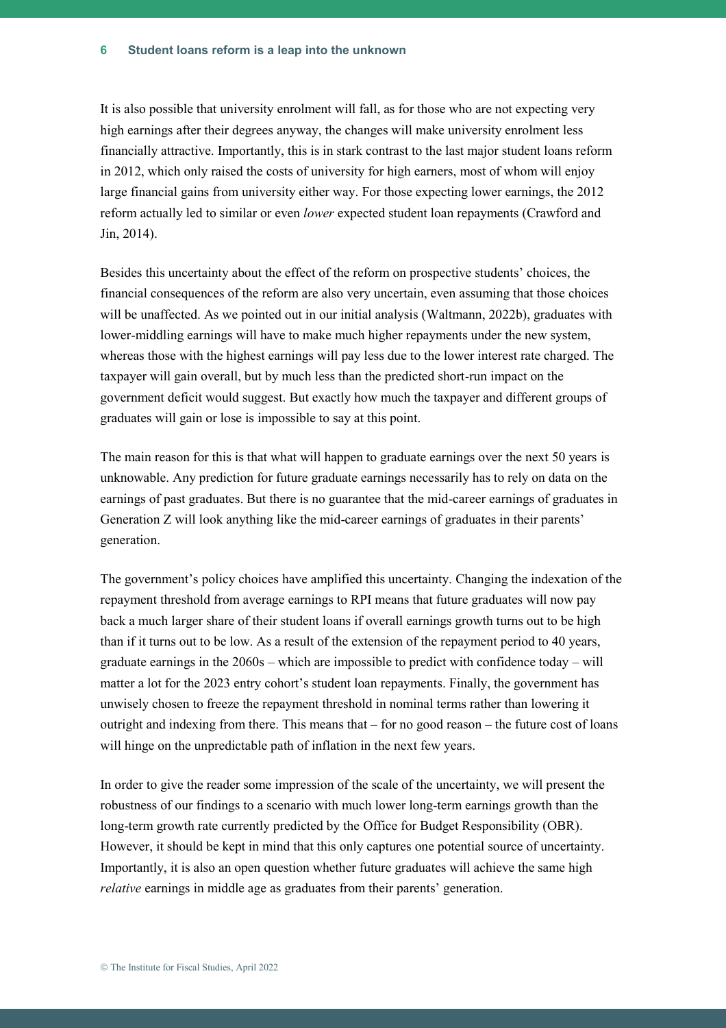It is also possible that university enrolment will fall, as for those who are not expecting very high earnings after their degrees anyway, the changes will make university enrolment less financially attractive. Importantly, this is in stark contrast to the last major student loans reform in 2012, which only raised the costs of university for high earners, most of whom will enjoy large financial gains from university either way. For those expecting lower earnings, the 2012 reform actually led to similar or even *lower* expected student loan repayments (Crawford and Jin, 2014).

Besides this uncertainty about the effect of the reform on prospective students' choices, the financial consequences of the reform are also very uncertain, even assuming that those choices will be unaffected. As we pointed out in our initial analysis (Waltmann, 2022b), graduates with lower-middling earnings will have to make much higher repayments under the new system, whereas those with the highest earnings will pay less due to the lower interest rate charged. The taxpayer will gain overall, but by much less than the predicted short-run impact on the government deficit would suggest. But exactly how much the taxpayer and different groups of graduates will gain or lose is impossible to say at this point.

The main reason for this is that what will happen to graduate earnings over the next 50 years is unknowable. Any prediction for future graduate earnings necessarily has to rely on data on the earnings of past graduates. But there is no guarantee that the mid-career earnings of graduates in Generation Z will look anything like the mid-career earnings of graduates in their parents' generation.

The government's policy choices have amplified this uncertainty. Changing the indexation of the repayment threshold from average earnings to RPI means that future graduates will now pay back a much larger share of their student loans if overall earnings growth turns out to be high than if it turns out to be low. As a result of the extension of the repayment period to 40 years, graduate earnings in the 2060s – which are impossible to predict with confidence today – will matter a lot for the 2023 entry cohort's student loan repayments. Finally, the government has unwisely chosen to freeze the repayment threshold in nominal terms rather than lowering it outright and indexing from there. This means that – for no good reason – the future cost of loans will hinge on the unpredictable path of inflation in the next few years.

In order to give the reader some impression of the scale of the uncertainty, we will present the robustness of our findings to a scenario with much lower long-term earnings growth than the long-term growth rate currently predicted by the Office for Budget Responsibility (OBR). However, it should be kept in mind that this only captures one potential source of uncertainty. Importantly, it is also an open question whether future graduates will achieve the same high *relative* earnings in middle age as graduates from their parents' generation.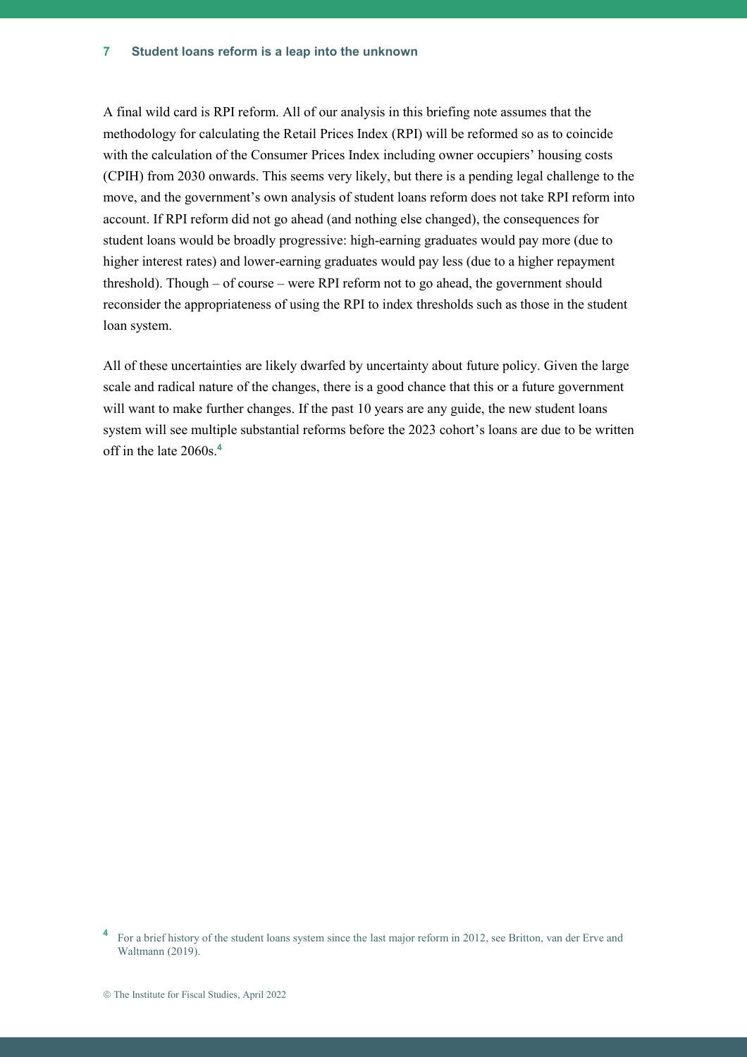A final wild card is RPI reform. All of our analysis in this briefing note assumes that the methodology for calculating the Retail Prices Index (RPI) will be reformed so as to coincide with the calculation of the Consumer Prices Index including owner occupiers' housing costs (CPIH) from 2030 onwards. This seems very likely, but there is a pending legal challenge to the move, and the government's own analysis of student loans reform does not take RPI reform into account. If RPI reform did not go ahead (and nothing else changed), the consequences for student loans would be broadly progressive: high-earning graduates would pay more (due to higher interest rates) and lower-earning graduates would pay less (due to a higher repayment threshold). Though – of course – were RPI reform not to go ahead, the government should reconsider the appropriateness of using the RPI to index thresholds such as those in the student loan system.

All of these uncertainties are likely dwarfed by uncertainty about future policy. Given the large scale and radical nature of the changes, there is a good chance that this or a future government will want to make further changes. If the past 10 years are any guide, the new student loans system will see multiple substantial reforms before the 2023 cohort's loans are due to be written off in the late 2060s.[4]

[4] For a brief history of the student loans system since the last major reform in 2012, see Britton, van der Erve and Waltmann (2019).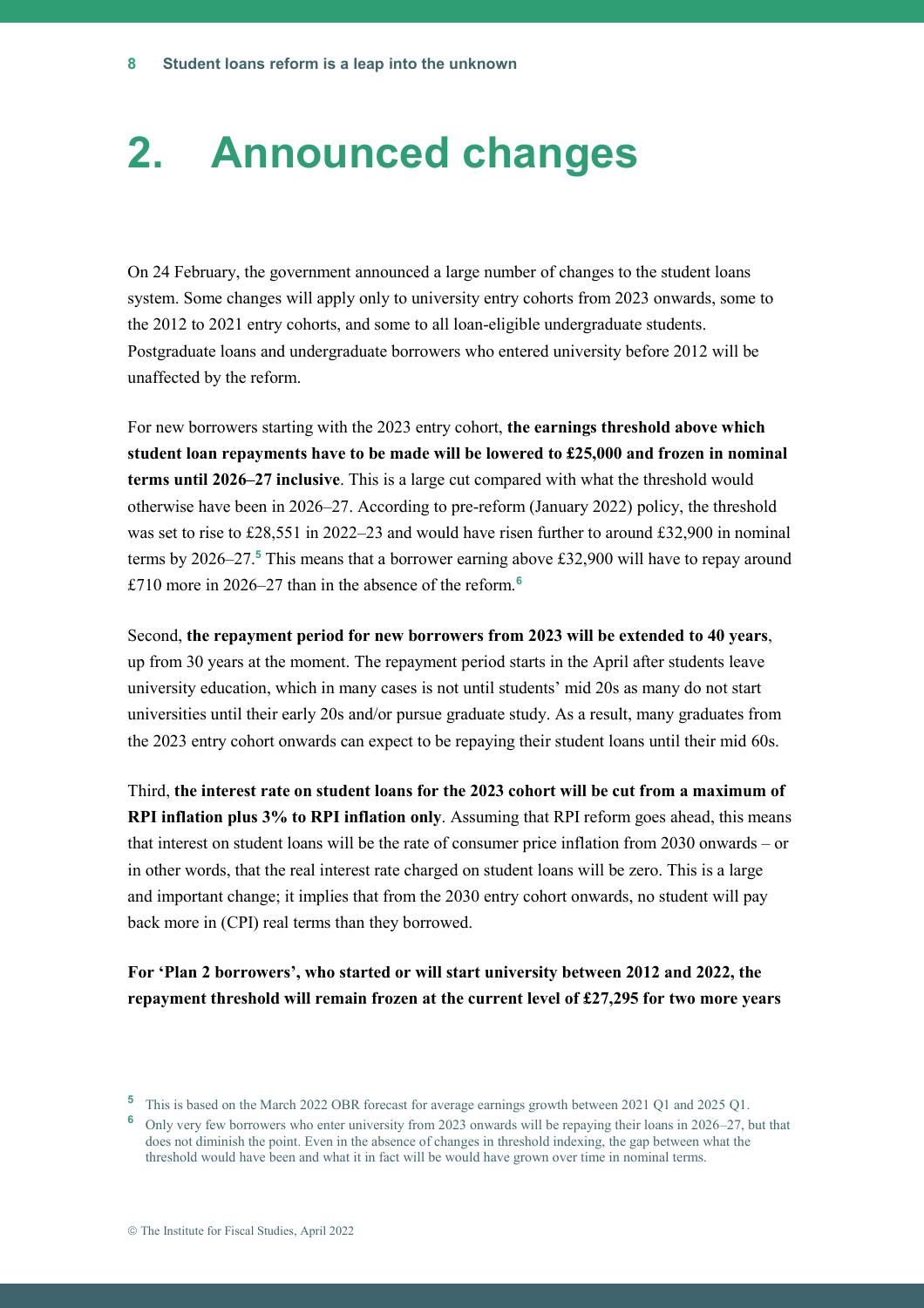# 2. Announced changes

On 24 February, the government announced a large number of changes to the student loans system. Some changes will apply only to university entry cohorts from 2023 onwards, some to the 2012 to 2021 entry cohorts, and some to all loan-eligible undergraduate students. Postgraduate loans and undergraduate borrowers who entered university before 2012 will be unaffected by the reform.

For new borrowers starting with the 2023 entry cohort, **the earnings threshold above which student loan repayments have to be made will be lowered to £25,000 and frozen in nominal terms until 2026–27 inclusive**. This is a large cut compared with what the threshold would otherwise have been in 2026–27. According to pre-reform (January 2022) policy, the threshold was set to rise to £28,551 in 2022–23 and would have risen further to around £32,900 in nominal terms by 2026–27.[5] This means that a borrower earning above £32,900 will have to repay around £710 more in 2026–27 than in the absence of the reform.[6]

Second, **the repayment period for new borrowers from 2023 will be extended to 40 years**, up from 30 years at the moment. The repayment period starts in the April after students leave university education, which in many cases is not until students' mid 20s as many do not start universities until their early 20s and/or pursue graduate study. As a result, many graduates from the 2023 entry cohort onwards can expect to be repaying their student loans until their mid 60s.

Third, **the interest rate on student loans for the 2023 cohort will be cut from a maximum of RPI inflation plus 3% to RPI inflation only**. Assuming that RPI reform goes ahead, this means that interest on student loans will be the rate of consumer price inflation from 2030 onwards – or in other words, that the real interest rate charged on student loans will be zero. This is a large and important change; it implies that from the 2030 entry cohort onwards, no student will pay back more in (CPI) real terms than they borrowed.

**For 'Plan 2 borrowers', who started or will start university between 2012 and 2022, the repayment threshold will remain frozen at the current level of £27,295 for two more years**

---

[5] This is based on the March 2022 OBR forecast for average earnings growth between 2021 Q1 and 2025 Q1.

[6] Only very few borrowers who enter university from 2023 onwards will be repaying their loans in 2026–27, but that does not diminish the point. Even in the absence of changes in threshold indexing, the gap between what the threshold would have been and what it in fact will be would have grown over time in nominal terms.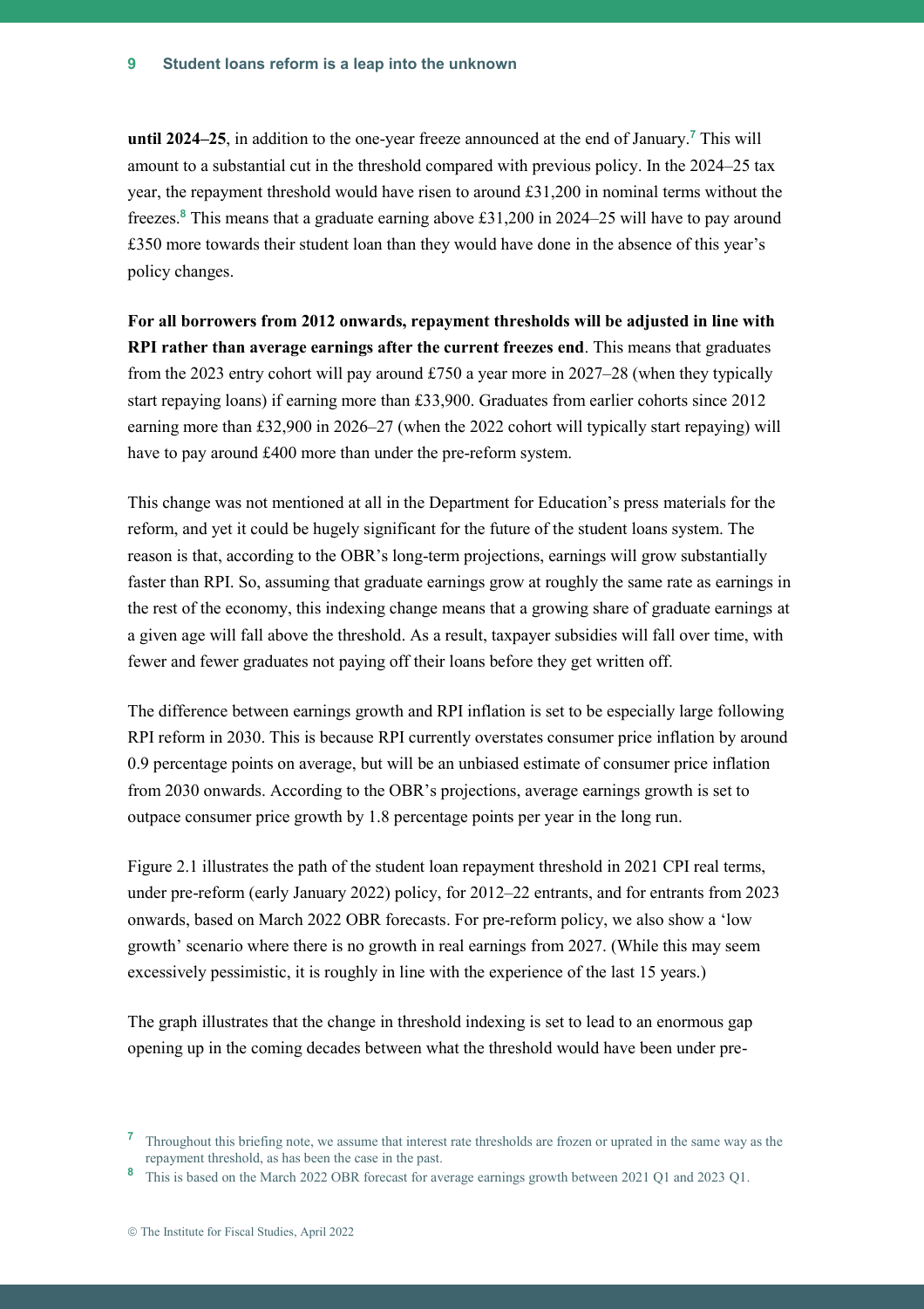**until 2024–25**, in addition to the one-year freeze announced at the end of January.[7] This will amount to a substantial cut in the threshold compared with previous policy. In the 2024–25 tax year, the repayment threshold would have risen to around £31,200 in nominal terms without the freezes.[8] This means that a graduate earning above £31,200 in 2024–25 will have to pay around £350 more towards their student loan than they would have done in the absence of this year's policy changes.

**For all borrowers from 2012 onwards, repayment thresholds will be adjusted in line with RPI rather than average earnings after the current freezes end**. This means that graduates from the 2023 entry cohort will pay around £750 a year more in 2027–28 (when they typically start repaying loans) if earning more than £33,900. Graduates from earlier cohorts since 2012 earning more than £32,900 in 2026–27 (when the 2022 cohort will typically start repaying) will have to pay around £400 more than under the pre-reform system.

This change was not mentioned at all in the Department for Education's press materials for the reform, and yet it could be hugely significant for the future of the student loans system. The reason is that, according to the OBR's long-term projections, earnings will grow substantially faster than RPI. So, assuming that graduate earnings grow at roughly the same rate as earnings in the rest of the economy, this indexing change means that a growing share of graduate earnings at a given age will fall above the threshold. As a result, taxpayer subsidies will fall over time, with fewer and fewer graduates not paying off their loans before they get written off.

The difference between earnings growth and RPI inflation is set to be especially large following RPI reform in 2030. This is because RPI currently overstates consumer price inflation by around 0.9 percentage points on average, but will be an unbiased estimate of consumer price inflation from 2030 onwards. According to the OBR's projections, average earnings growth is set to outpace consumer price growth by 1.8 percentage points per year in the long run.

Figure 2.1 illustrates the path of the student loan repayment threshold in 2021 CPI real terms, under pre-reform (early January 2022) policy, for 2012–22 entrants, and for entrants from 2023 onwards, based on March 2022 OBR forecasts. For pre-reform policy, we also show a 'low growth' scenario where there is no growth in real earnings from 2027. (While this may seem excessively pessimistic, it is roughly in line with the experience of the last 15 years.)

The graph illustrates that the change in threshold indexing is set to lead to an enormous gap opening up in the coming decades between what the threshold would have been under pre-

---

[7] Throughout this briefing note, we assume that interest rate thresholds are frozen or uprated in the same way as the repayment threshold, as has been the case in the past.

[8] This is based on the March 2022 OBR forecast for average earnings growth between 2021 Q1 and 2023 Q1.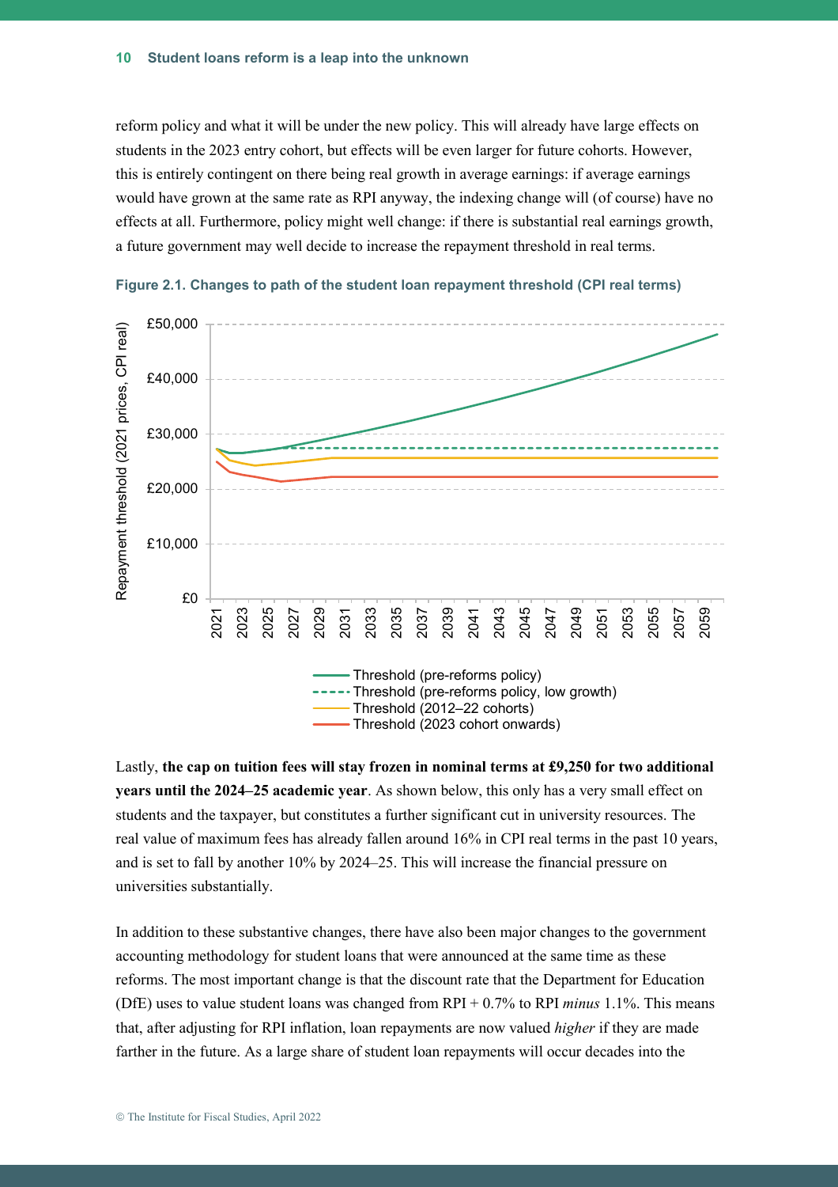reform policy and what it will be under the new policy. This will already have large effects on students in the 2023 entry cohort, but effects will be even larger for future cohorts. However, this is entirely contingent on there being real growth in average earnings: if average earnings would have grown at the same rate as RPI anyway, the indexing change will (of course) have no effects at all. Furthermore, policy might well change: if there is substantial real earnings growth, a future government may well decide to increase the repayment threshold in real terms.

**Figure 2.1. Changes to path of the student loan repayment threshold (CPI real terms)**

Lastly, **the cap on tuition fees will stay frozen in nominal terms at £9,250 for two additional years until the 2024–25 academic year**. As shown below, this only has a very small effect on students and the taxpayer, but constitutes a further significant cut in university resources. The real value of maximum fees has already fallen around 16% in CPI real terms in the past 10 years, and is set to fall by another 10% by 2024–25. This will increase the financial pressure on universities substantially.

In addition to these substantive changes, there have also been major changes to the government accounting methodology for student loans that were announced at the same time as these reforms. The most important change is that the discount rate that the Department for Education (DfE) uses to value student loans was changed from RPI + 0.7% to RPI *minus* 1.1%. This means that, after adjusting for RPI inflation, loan repayments are now valued *higher* if they are made farther in the future. As a large share of student loan repayments will occur decades into the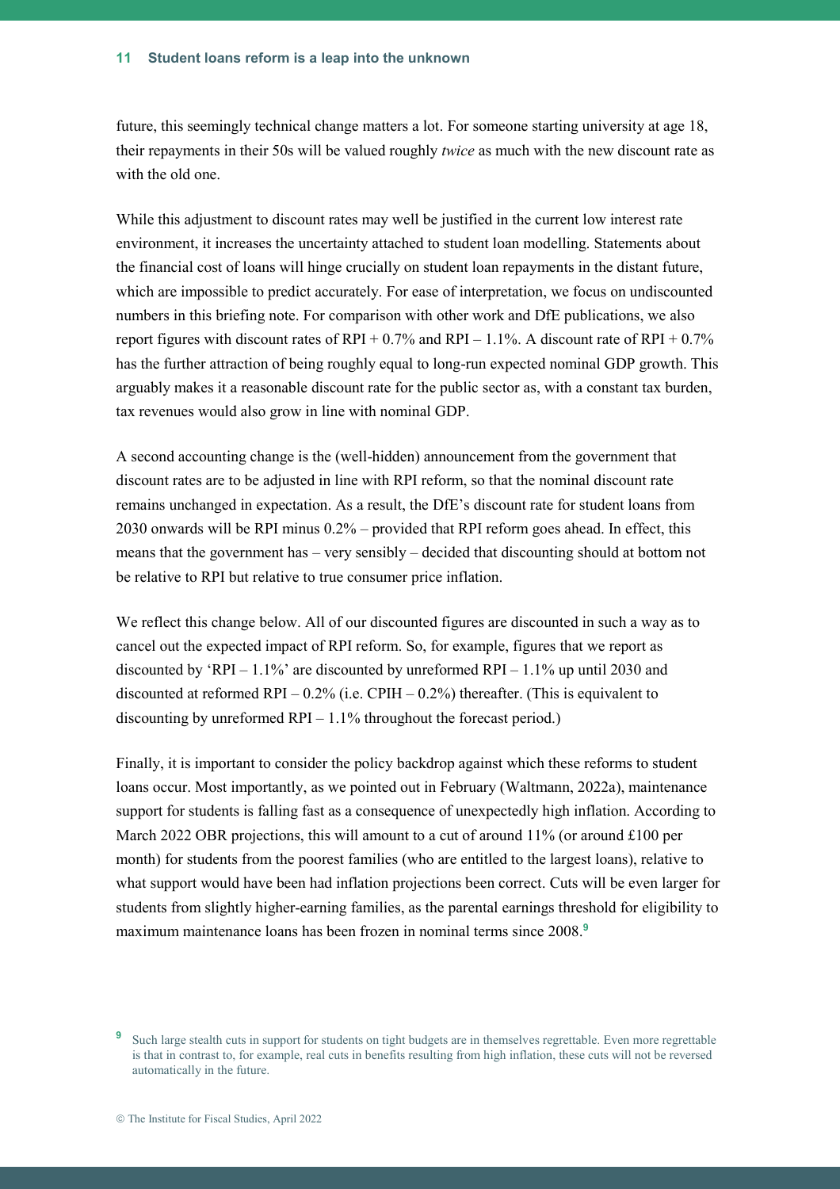future, this seemingly technical change matters a lot. For someone starting university at age 18, their repayments in their 50s will be valued roughly *twice* as much with the new discount rate as with the old one.

While this adjustment to discount rates may well be justified in the current low interest rate environment, it increases the uncertainty attached to student loan modelling. Statements about the financial cost of loans will hinge crucially on student loan repayments in the distant future, which are impossible to predict accurately. For ease of interpretation, we focus on undiscounted numbers in this briefing note. For comparison with other work and DfE publications, we also report figures with discount rates of RPI + 0.7% and RPI – 1.1%. A discount rate of RPI + 0.7% has the further attraction of being roughly equal to long-run expected nominal GDP growth. This arguably makes it a reasonable discount rate for the public sector as, with a constant tax burden, tax revenues would also grow in line with nominal GDP.

A second accounting change is the (well-hidden) announcement from the government that discount rates are to be adjusted in line with RPI reform, so that the nominal discount rate remains unchanged in expectation. As a result, the DfE's discount rate for student loans from 2030 onwards will be RPI minus 0.2% – provided that RPI reform goes ahead. In effect, this means that the government has – very sensibly – decided that discounting should at bottom not be relative to RPI but relative to true consumer price inflation.

We reflect this change below. All of our discounted figures are discounted in such a way as to cancel out the expected impact of RPI reform. So, for example, figures that we report as discounted by 'RPI – 1.1%' are discounted by unreformed RPI – 1.1% up until 2030 and discounted at reformed RPI – 0.2% (i.e. CPIH – 0.2%) thereafter. (This is equivalent to discounting by unreformed RPI – 1.1% throughout the forecast period.)

Finally, it is important to consider the policy backdrop against which these reforms to student loans occur. Most importantly, as we pointed out in February (Waltmann, 2022a), maintenance support for students is falling fast as a consequence of unexpectedly high inflation. According to March 2022 OBR projections, this will amount to a cut of around 11% (or around £100 per month) for students from the poorest families (who are entitled to the largest loans), relative to what support would have been had inflation projections been correct. Cuts will be even larger for students from slightly higher-earning families, as the parental earnings threshold for eligibility to maximum maintenance loans has been frozen in nominal terms since 2008.[9]

[9] Such large stealth cuts in support for students on tight budgets are in themselves regrettable. Even more regrettable is that in contrast to, for example, real cuts in benefits resulting from high inflation, these cuts will not be reversed automatically in the future.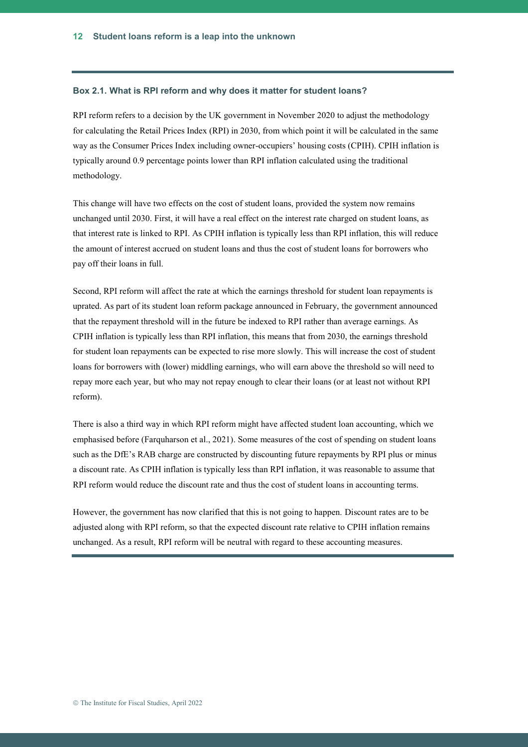### Box 2.1. What is RPI reform and why does it matter for student loans?

RPI reform refers to a decision by the UK government in November 2020 to adjust the methodology for calculating the Retail Prices Index (RPI) in 2030, from which point it will be calculated in the same way as the Consumer Prices Index including owner-occupiers' housing costs (CPIH). CPIH inflation is typically around 0.9 percentage points lower than RPI inflation calculated using the traditional methodology.

This change will have two effects on the cost of student loans, provided the system now remains unchanged until 2030. First, it will have a real effect on the interest rate charged on student loans, as that interest rate is linked to RPI. As CPIH inflation is typically less than RPI inflation, this will reduce the amount of interest accrued on student loans and thus the cost of student loans for borrowers who pay off their loans in full.

Second, RPI reform will affect the rate at which the earnings threshold for student loan repayments is uprated. As part of its student loan reform package announced in February, the government announced that the repayment threshold will in the future be indexed to RPI rather than average earnings. As CPIH inflation is typically less than RPI inflation, this means that from 2030, the earnings threshold for student loan repayments can be expected to rise more slowly. This will increase the cost of student loans for borrowers with (lower) middling earnings, who will earn above the threshold so will need to repay more each year, but who may not repay enough to clear their loans (or at least not without RPI reform).

There is also a third way in which RPI reform might have affected student loan accounting, which we emphasised before (Farquharson et al., 2021). Some measures of the cost of spending on student loans such as the DfE's RAB charge are constructed by discounting future repayments by RPI plus or minus a discount rate. As CPIH inflation is typically less than RPI inflation, it was reasonable to assume that RPI reform would reduce the discount rate and thus the cost of student loans in accounting terms.

However, the government has now clarified that this is not going to happen. Discount rates are to be adjusted along with RPI reform, so that the expected discount rate relative to CPIH inflation remains unchanged. As a result, RPI reform will be neutral with regard to these accounting measures.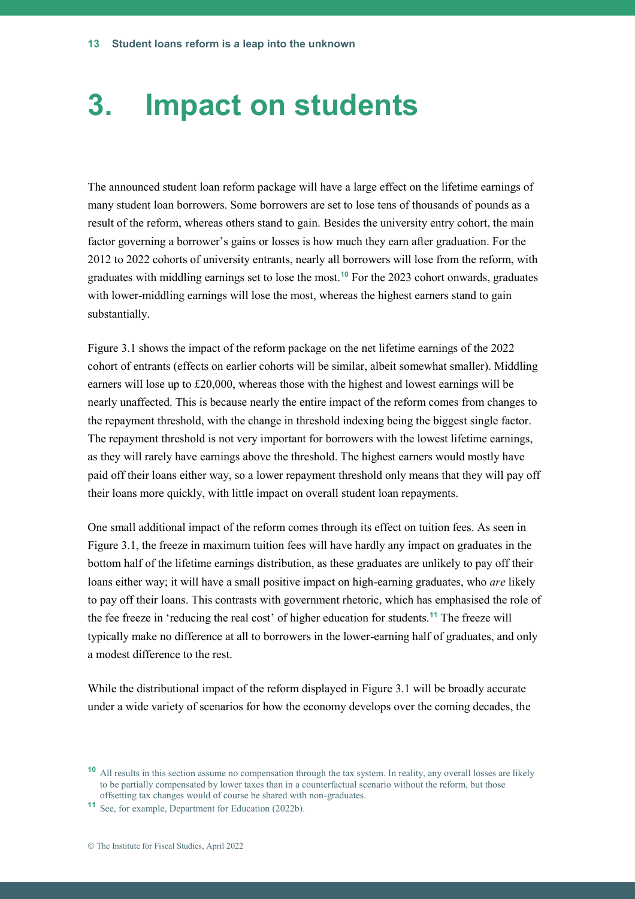# 3. Impact on students

The announced student loan reform package will have a large effect on the lifetime earnings of many student loan borrowers. Some borrowers are set to lose tens of thousands of pounds as a result of the reform, whereas others stand to gain. Besides the university entry cohort, the main factor governing a borrower's gains or losses is how much they earn after graduation. For the 2012 to 2022 cohorts of university entrants, nearly all borrowers will lose from the reform, with graduates with middling earnings set to lose the most.[10] For the 2023 cohort onwards, graduates with lower-middling earnings will lose the most, whereas the highest earners stand to gain substantially.

Figure 3.1 shows the impact of the reform package on the net lifetime earnings of the 2022 cohort of entrants (effects on earlier cohorts will be similar, albeit somewhat smaller). Middling earners will lose up to £20,000, whereas those with the highest and lowest earnings will be nearly unaffected. This is because nearly the entire impact of the reform comes from changes to the repayment threshold, with the change in threshold indexing being the biggest single factor. The repayment threshold is not very important for borrowers with the lowest lifetime earnings, as they will rarely have earnings above the threshold. The highest earners would mostly have paid off their loans either way, so a lower repayment threshold only means that they will pay off their loans more quickly, with little impact on overall student loan repayments.

One small additional impact of the reform comes through its effect on tuition fees. As seen in Figure 3.1, the freeze in maximum tuition fees will have hardly any impact on graduates in the bottom half of the lifetime earnings distribution, as these graduates are unlikely to pay off their loans either way; it will have a small positive impact on high-earning graduates, who *are* likely to pay off their loans. This contrasts with government rhetoric, which has emphasised the role of the fee freeze in 'reducing the real cost' of higher education for students.[11] The freeze will typically make no difference at all to borrowers in the lower-earning half of graduates, and only a modest difference to the rest.

While the distributional impact of the reform displayed in Figure 3.1 will be broadly accurate under a wide variety of scenarios for how the economy develops over the coming decades, the

[10] All results in this section assume no compensation through the tax system. In reality, any overall losses are likely to be partially compensated by lower taxes than in a counterfactual scenario without the reform, but those offsetting tax changes would of course be shared with non-graduates.

[11] See, for example, Department for Education (2022b).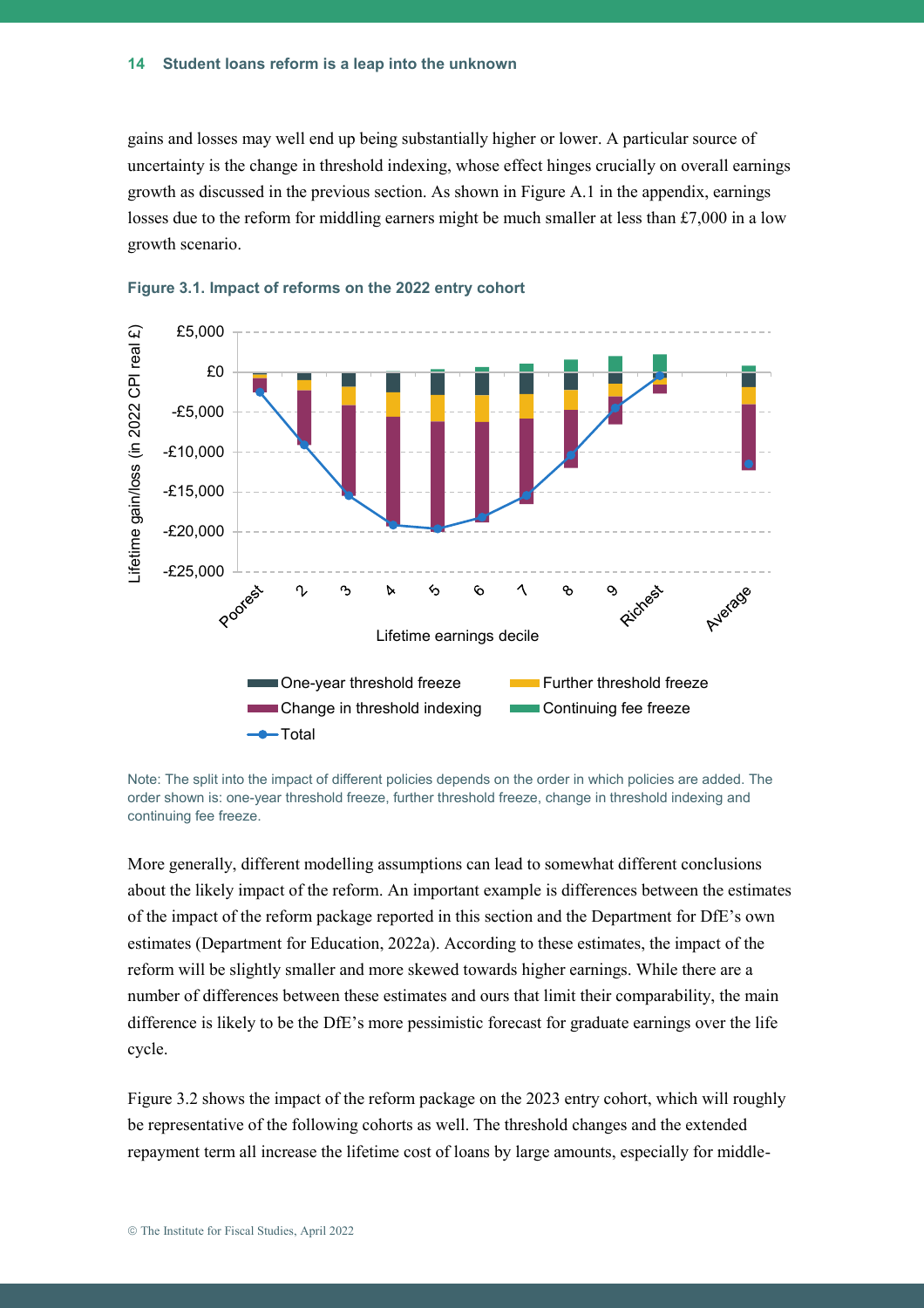gains and losses may well end up being substantially higher or lower. A particular source of uncertainty is the change in threshold indexing, whose effect hinges crucially on overall earnings growth as discussed in the previous section. As shown in Figure A.1 in the appendix, earnings losses due to the reform for middling earners might be much smaller at less than £7,000 in a low growth scenario.

**Figure 3.1. Impact of reforms on the 2022 entry cohort**

Note: The split into the impact of different policies depends on the order in which policies are added. The order shown is: one-year threshold freeze, further threshold freeze, change in threshold indexing and continuing fee freeze.

More generally, different modelling assumptions can lead to somewhat different conclusions about the likely impact of the reform. An important example is differences between the estimates of the impact of the reform package reported in this section and the Department for DfE's own estimates (Department for Education, 2022a). According to these estimates, the impact of the reform will be slightly smaller and more skewed towards higher earnings. While there are a number of differences between these estimates and ours that limit their comparability, the main difference is likely to be the DfE's more pessimistic forecast for graduate earnings over the life cycle.

Figure 3.2 shows the impact of the reform package on the 2023 entry cohort, which will roughly be representative of the following cohorts as well. The threshold changes and the extended repayment term all increase the lifetime cost of loans by large amounts, especially for middle-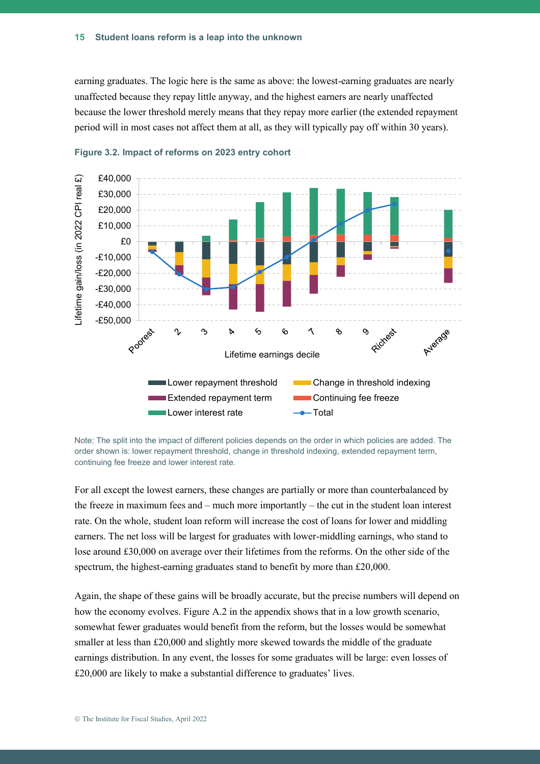earning graduates. The logic here is the same as above: the lowest-earning graduates are nearly unaffected because they repay little anyway, and the highest earners are nearly unaffected because the lower threshold merely means that they repay more earlier (the extended repayment period will in most cases not affect them at all, as they will typically pay off within 30 years).

**Figure 3.2. Impact of reforms on 2023 entry cohort**

Note: The split into the impact of different policies depends on the order in which policies are added. The order shown is: lower repayment threshold, change in threshold indexing, extended repayment term, continuing fee freeze and lower interest rate.

For all except the lowest earners, these changes are partially or more than counterbalanced by the freeze in maximum fees and – much more importantly – the cut in the student loan interest rate. On the whole, student loan reform will increase the cost of loans for lower and middling earners. The net loss will be largest for graduates with lower-middling earnings, who stand to lose around £30,000 on average over their lifetimes from the reforms. On the other side of the spectrum, the highest-earning graduates stand to benefit by more than £20,000.

Again, the shape of these gains will be broadly accurate, but the precise numbers will depend on how the economy evolves. Figure A.2 in the appendix shows that in a low growth scenario, somewhat fewer graduates would benefit from the reform, but the losses would be somewhat smaller at less than £20,000 and slightly more skewed towards the middle of the graduate earnings distribution. In any event, the losses for some graduates will be large: even losses of £20,000 are likely to make a substantial difference to graduates' lives.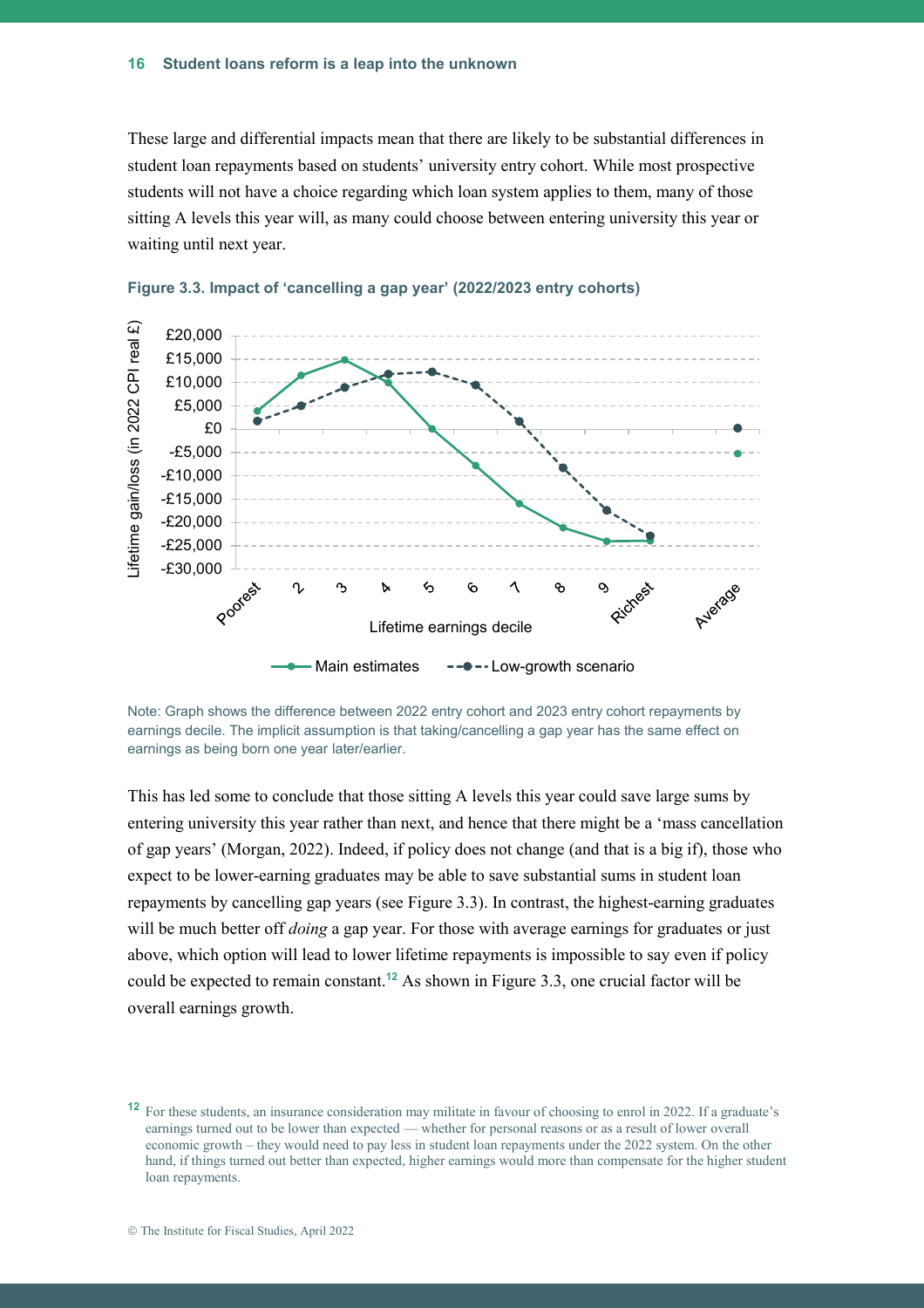These large and differential impacts mean that there are likely to be substantial differences in student loan repayments based on students' university entry cohort. While most prospective students will not have a choice regarding which loan system applies to them, many of those sitting A levels this year will, as many could choose between entering university this year or waiting until next year.

**Figure 3.3. Impact of 'cancelling a gap year' (2022/2023 entry cohorts)**

Note: Graph shows the difference between 2022 entry cohort and 2023 entry cohort repayments by earnings decile. The implicit assumption is that taking/cancelling a gap year has the same effect on earnings as being born one year later/earlier.

This has led some to conclude that those sitting A levels this year could save large sums by entering university this year rather than next, and hence that there might be a 'mass cancellation of gap years' (Morgan, 2022). Indeed, if policy does not change (and that is a big if), those who expect to be lower-earning graduates may be able to save substantial sums in student loan repayments by cancelling gap years (see Figure 3.3). In contrast, the highest-earning graduates will be much better off *doing* a gap year. For those with average earnings for graduates or just above, which option will lead to lower lifetime repayments is impossible to say even if policy could be expected to remain constant.[12] As shown in Figure 3.3, one crucial factor will be overall earnings growth.

[12] For these students, an insurance consideration may militate in favour of choosing to enrol in 2022. If a graduate's earnings turned out to be lower than expected — whether for personal reasons or as a result of lower overall economic growth – they would need to pay less in student loan repayments under the 2022 system. On the other hand, if things turned out better than expected, higher earnings would more than compensate for the higher student loan repayments.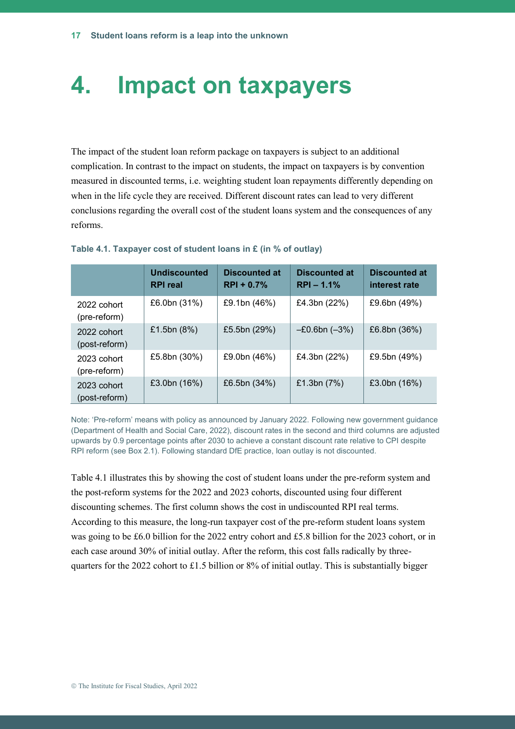# 4. Impact on taxpayers

The impact of the student loan reform package on taxpayers is subject to an additional complication. In contrast to the impact on students, the impact on taxpayers is by convention measured in discounted terms, i.e. weighting student loan repayments differently depending on when in the life cycle they are received. Different discount rates can lead to very different conclusions regarding the overall cost of the student loans system and the consequences of any reforms.

**Table 4.1. Taxpayer cost of student loans in £ (in % of outlay)**

| | Undiscounted RPI real | Discounted at RPI + 0.7% | Discounted at RPI – 1.1% | Discounted at interest rate |
|---|---|---|---|---|
| 2022 cohort (pre-reform) | £6.0bn (31%) | £9.1bn (46%) | £4.3bn (22%) | £9.6bn (49%) |
| 2022 cohort (post-reform) | £1.5bn (8%) | £5.5bn (29%) | –£0.6bn (–3%) | £6.8bn (36%) |
| 2023 cohort (pre-reform) | £5.8bn (30%) | £9.0bn (46%) | £4.3bn (22%) | £9.5bn (49%) |
| 2023 cohort (post-reform) | £3.0bn (16%) | £6.5bn (34%) | £1.3bn (7%) | £3.0bn (16%) |

Note: 'Pre-reform' means with policy as announced by January 2022. Following new government guidance (Department of Health and Social Care, 2022), discount rates in the second and third columns are adjusted upwards by 0.9 percentage points after 2030 to achieve a constant discount rate relative to CPI despite RPI reform (see Box 2.1). Following standard DfE practice, loan outlay is not discounted.

Table 4.1 illustrates this by showing the cost of student loans under the pre-reform system and the post-reform systems for the 2022 and 2023 cohorts, discounted using four different discounting schemes. The first column shows the cost in undiscounted RPI real terms. According to this measure, the long-run taxpayer cost of the pre-reform student loans system was going to be £6.0 billion for the 2022 entry cohort and £5.8 billion for the 2023 cohort, or in each case around 30% of initial outlay. After the reform, this cost falls radically by three-quarters for the 2022 cohort to £1.5 billion or 8% of initial outlay. This is substantially bigger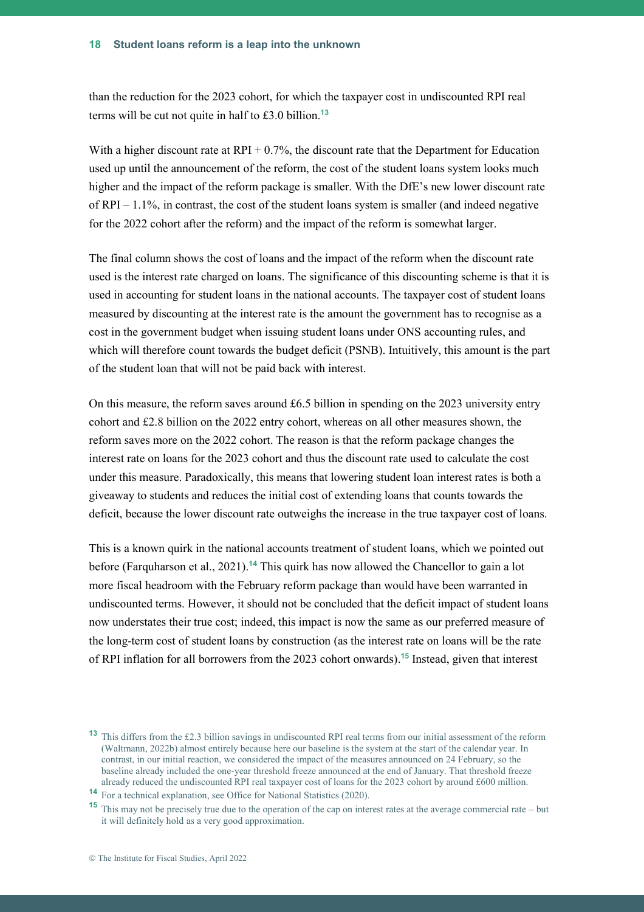than the reduction for the 2023 cohort, for which the taxpayer cost in undiscounted RPI real terms will be cut not quite in half to £3.0 billion.[13]

With a higher discount rate at RPI + 0.7%, the discount rate that the Department for Education used up until the announcement of the reform, the cost of the student loans system looks much higher and the impact of the reform package is smaller. With the DfE's new lower discount rate of RPI – 1.1%, in contrast, the cost of the student loans system is smaller (and indeed negative for the 2022 cohort after the reform) and the impact of the reform is somewhat larger.

The final column shows the cost of loans and the impact of the reform when the discount rate used is the interest rate charged on loans. The significance of this discounting scheme is that it is used in accounting for student loans in the national accounts. The taxpayer cost of student loans measured by discounting at the interest rate is the amount the government has to recognise as a cost in the government budget when issuing student loans under ONS accounting rules, and which will therefore count towards the budget deficit (PSNB). Intuitively, this amount is the part of the student loan that will not be paid back with interest.

On this measure, the reform saves around £6.5 billion in spending on the 2023 university entry cohort and £2.8 billion on the 2022 entry cohort, whereas on all other measures shown, the reform saves more on the 2022 cohort. The reason is that the reform package changes the interest rate on loans for the 2023 cohort and thus the discount rate used to calculate the cost under this measure. Paradoxically, this means that lowering student loan interest rates is both a giveaway to students and reduces the initial cost of extending loans that counts towards the deficit, because the lower discount rate outweighs the increase in the true taxpayer cost of loans.

This is a known quirk in the national accounts treatment of student loans, which we pointed out before (Farquharson et al., 2021).[14] This quirk has now allowed the Chancellor to gain a lot more fiscal headroom with the February reform package than would have been warranted in undiscounted terms. However, it should not be concluded that the deficit impact of student loans now understates their true cost; indeed, this impact is now the same as our preferred measure of the long-term cost of student loans by construction (as the interest rate on loans will be the rate of RPI inflation for all borrowers from the 2023 cohort onwards).[15] Instead, given that interest

---

[13] This differs from the £2.3 billion savings in undiscounted RPI real terms from our initial assessment of the reform (Waltmann, 2022b) almost entirely because here our baseline is the system at the start of the calendar year. In contrast, in our initial reaction, we considered the impact of the measures announced on 24 February, so the baseline already included the one-year threshold freeze announced at the end of January. That threshold freeze already reduced the undiscounted RPI real taxpayer cost of loans for the 2023 cohort by around £600 million.

[14] For a technical explanation, see Office for National Statistics (2020).

[15] This may not be precisely true due to the operation of the cap on interest rates at the average commercial rate – but it will definitely hold as a very good approximation.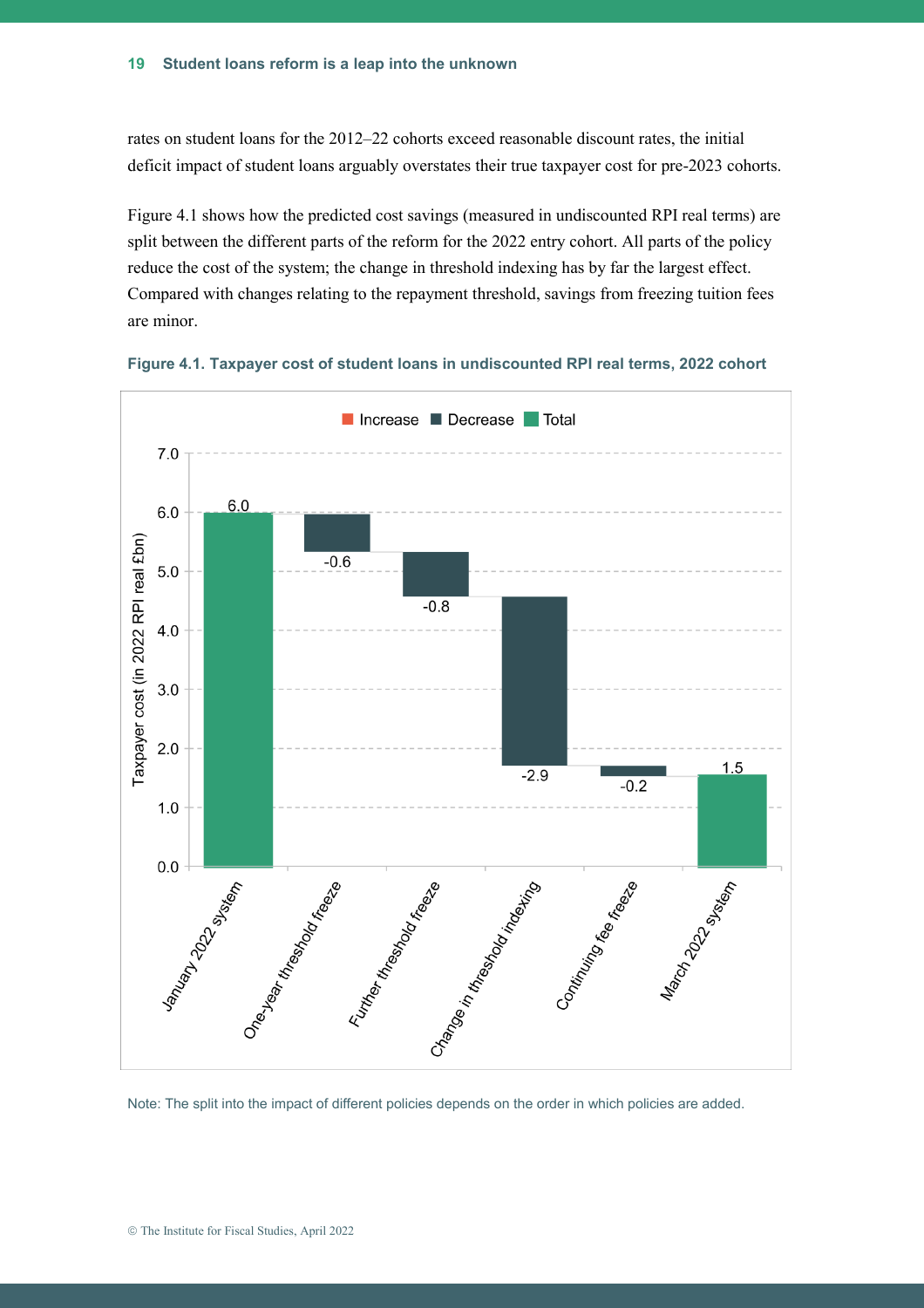rates on student loans for the 2012–22 cohorts exceed reasonable discount rates, the initial deficit impact of student loans arguably overstates their true taxpayer cost for pre-2023 cohorts.

Figure 4.1 shows how the predicted cost savings (measured in undiscounted RPI real terms) are split between the different parts of the reform for the 2022 entry cohort. All parts of the policy reduce the cost of the system; the change in threshold indexing has by far the largest effect. Compared with changes relating to the repayment threshold, savings from freezing tuition fees are minor.

**Figure 4.1. Taxpayer cost of student loans in undiscounted RPI real terms, 2022 cohort**

| | Taxpayer cost (in 2022 RPI real £bn) |
|---|---|
| January 2022 system | 6.0 |
| One-year threshold freeze | -0.6 |
| Further threshold freeze | -0.8 |
| Change in threshold indexing | -2.9 |
| Continuing fee freeze | -0.2 |
| March 2022 system | 1.5 |

Note: The split into the impact of different policies depends on the order in which policies are added.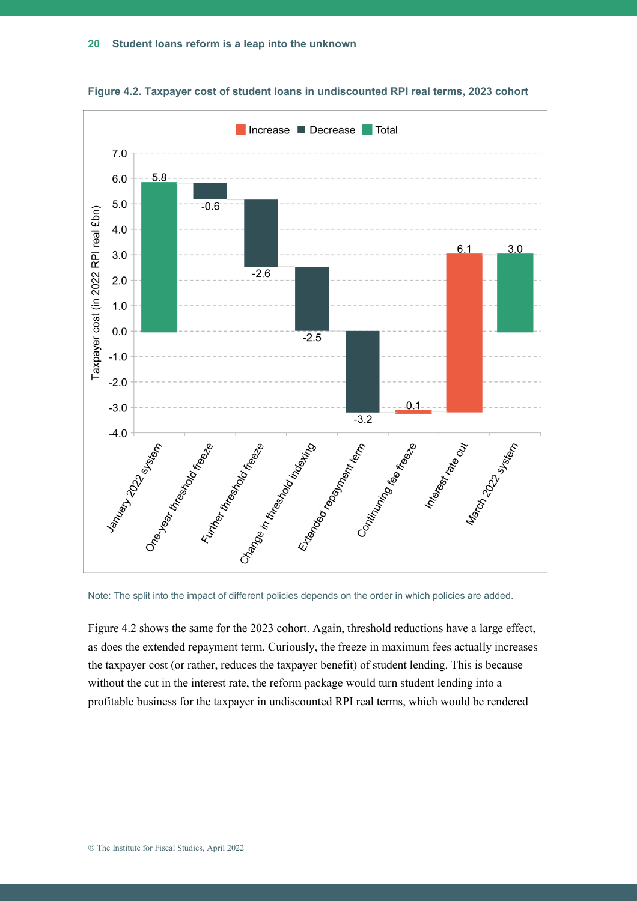**Figure 4.2. Taxpayer cost of student loans in undiscounted RPI real terms, 2023 cohort**

Note: The split into the impact of different policies depends on the order in which policies are added.

Figure 4.2 shows the same for the 2023 cohort. Again, threshold reductions have a large effect, as does the extended repayment term. Curiously, the freeze in maximum fees actually increases the taxpayer cost (or rather, reduces the taxpayer benefit) of student lending. This is because without the cut in the interest rate, the reform package would turn student lending into a profitable business for the taxpayer in undiscounted RPI real terms, which would be rendered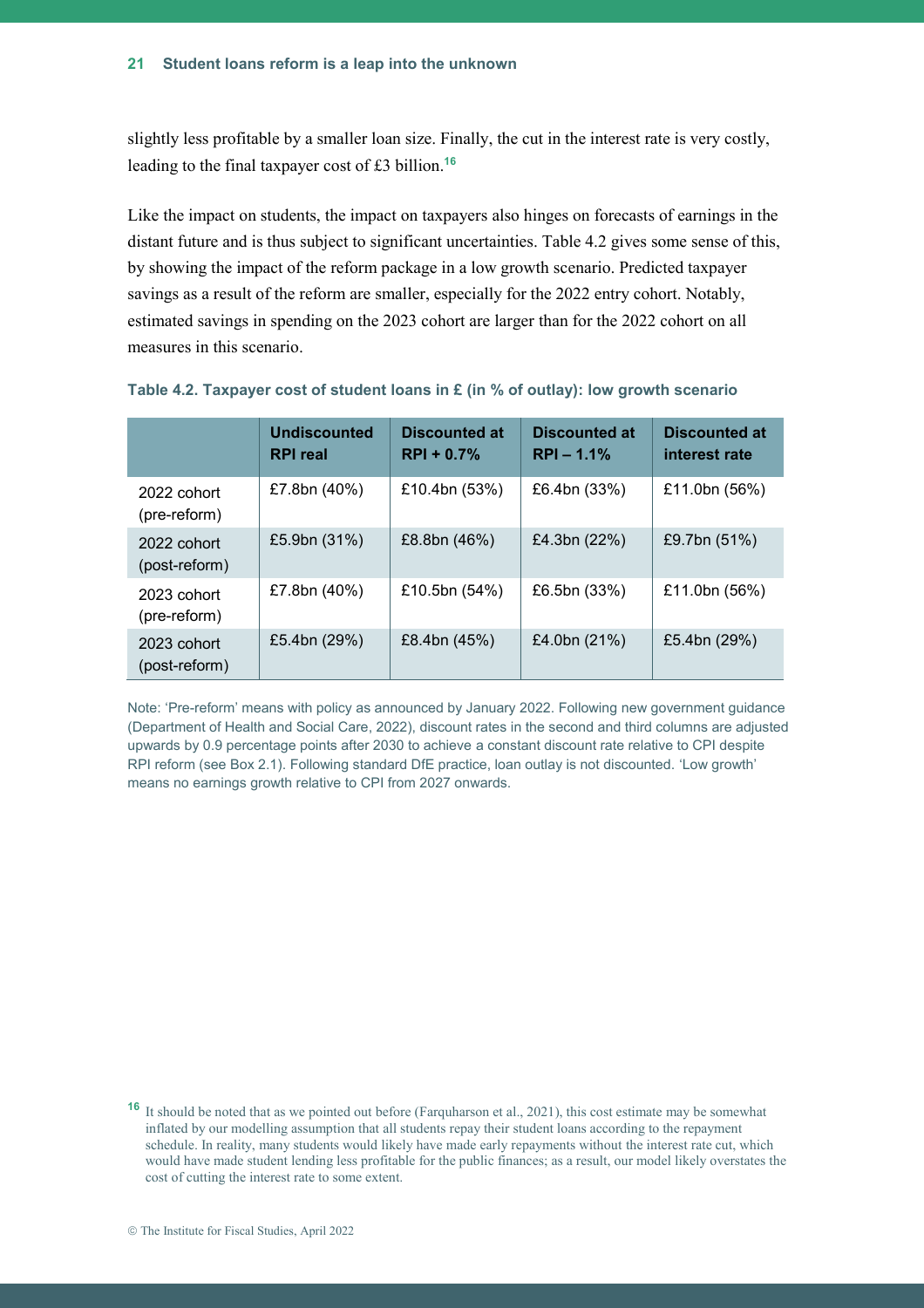slightly less profitable by a smaller loan size. Finally, the cut in the interest rate is very costly, leading to the final taxpayer cost of £3 billion.[16]

Like the impact on students, the impact on taxpayers also hinges on forecasts of earnings in the distant future and is thus subject to significant uncertainties. Table 4.2 gives some sense of this, by showing the impact of the reform package in a low growth scenario. Predicted taxpayer savings as a result of the reform are smaller, especially for the 2022 entry cohort. Notably, estimated savings in spending on the 2023 cohort are larger than for the 2022 cohort on all measures in this scenario.

**Table 4.2. Taxpayer cost of student loans in £ (in % of outlay): low growth scenario**

| | Undiscounted RPI real | Discounted at RPI + 0.7% | Discounted at RPI – 1.1% | Discounted at interest rate |
|---|---|---|---|---|
| 2022 cohort (pre-reform) | £7.8bn (40%) | £10.4bn (53%) | £6.4bn (33%) | £11.0bn (56%) |
| 2022 cohort (post-reform) | £5.9bn (31%) | £8.8bn (46%) | £4.3bn (22%) | £9.7bn (51%) |
| 2023 cohort (pre-reform) | £7.8bn (40%) | £10.5bn (54%) | £6.5bn (33%) | £11.0bn (56%) |
| 2023 cohort (post-reform) | £5.4bn (29%) | £8.4bn (45%) | £4.0bn (21%) | £5.4bn (29%) |

Note: 'Pre-reform' means with policy as announced by January 2022. Following new government guidance (Department of Health and Social Care, 2022), discount rates in the second and third columns are adjusted upwards by 0.9 percentage points after 2030 to achieve a constant discount rate relative to CPI despite RPI reform (see Box 2.1). Following standard DfE practice, loan outlay is not discounted. 'Low growth' means no earnings growth relative to CPI from 2027 onwards.

[16] It should be noted that as we pointed out before (Farquharson et al., 2021), this cost estimate may be somewhat inflated by our modelling assumption that all students repay their student loans according to the repayment schedule. In reality, many students would likely have made early repayments without the interest rate cut, which would have made student lending less profitable for the public finances; as a result, our model likely overstates the cost of cutting the interest rate to some extent.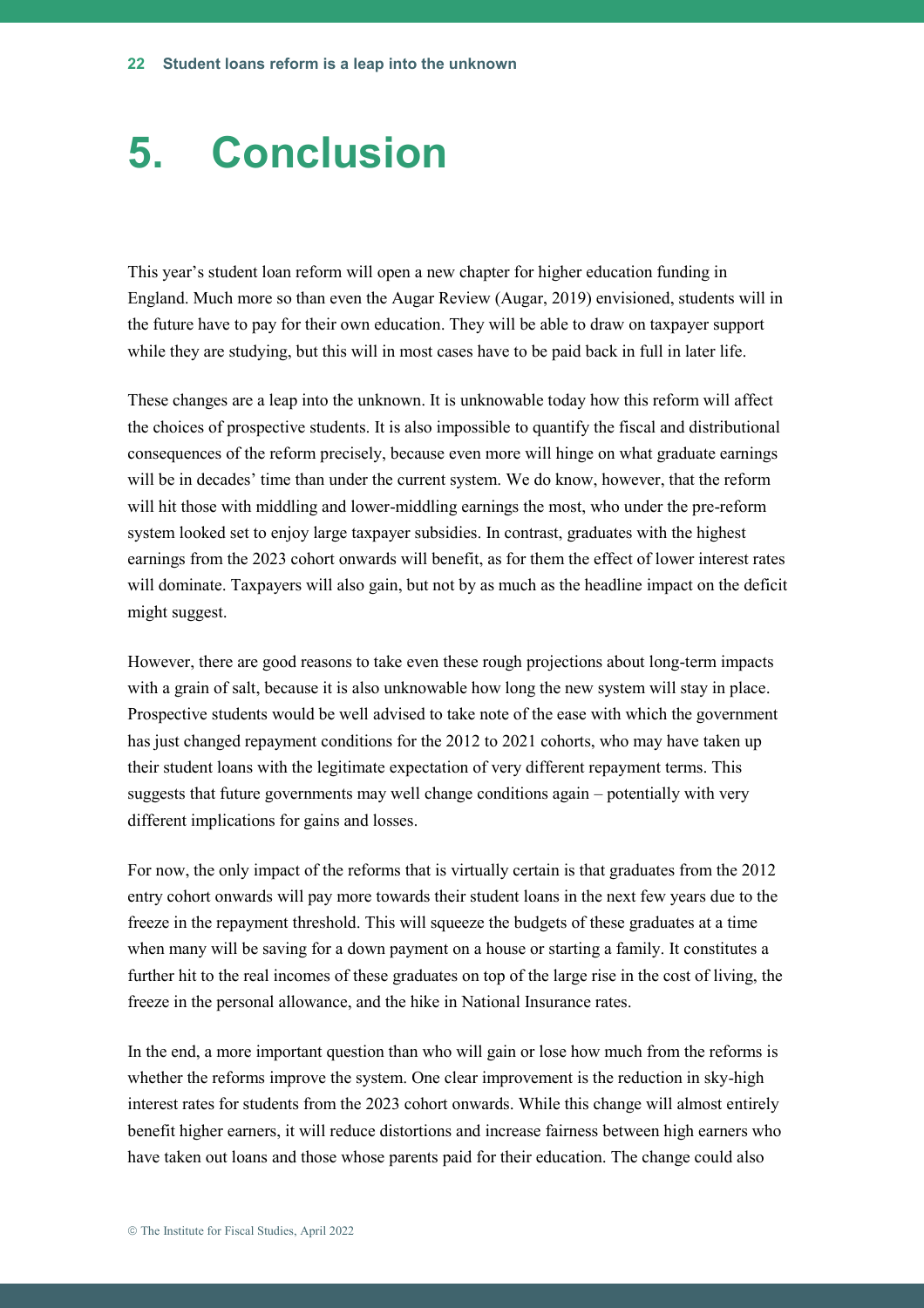# 5. Conclusion

This year's student loan reform will open a new chapter for higher education funding in England. Much more so than even the Augar Review (Augar, 2019) envisioned, students will in the future have to pay for their own education. They will be able to draw on taxpayer support while they are studying, but this will in most cases have to be paid back in full in later life.

These changes are a leap into the unknown. It is unknowable today how this reform will affect the choices of prospective students. It is also impossible to quantify the fiscal and distributional consequences of the reform precisely, because even more will hinge on what graduate earnings will be in decades' time than under the current system. We do know, however, that the reform will hit those with middling and lower-middling earnings the most, who under the pre-reform system looked set to enjoy large taxpayer subsidies. In contrast, graduates with the highest earnings from the 2023 cohort onwards will benefit, as for them the effect of lower interest rates will dominate. Taxpayers will also gain, but not by as much as the headline impact on the deficit might suggest.

However, there are good reasons to take even these rough projections about long-term impacts with a grain of salt, because it is also unknowable how long the new system will stay in place. Prospective students would be well advised to take note of the ease with which the government has just changed repayment conditions for the 2012 to 2021 cohorts, who may have taken up their student loans with the legitimate expectation of very different repayment terms. This suggests that future governments may well change conditions again – potentially with very different implications for gains and losses.

For now, the only impact of the reforms that is virtually certain is that graduates from the 2012 entry cohort onwards will pay more towards their student loans in the next few years due to the freeze in the repayment threshold. This will squeeze the budgets of these graduates at a time when many will be saving for a down payment on a house or starting a family. It constitutes a further hit to the real incomes of these graduates on top of the large rise in the cost of living, the freeze in the personal allowance, and the hike in National Insurance rates.

In the end, a more important question than who will gain or lose how much from the reforms is whether the reforms improve the system. One clear improvement is the reduction in sky-high interest rates for students from the 2023 cohort onwards. While this change will almost entirely benefit higher earners, it will reduce distortions and increase fairness between high earners who have taken out loans and those whose parents paid for their education. The change could also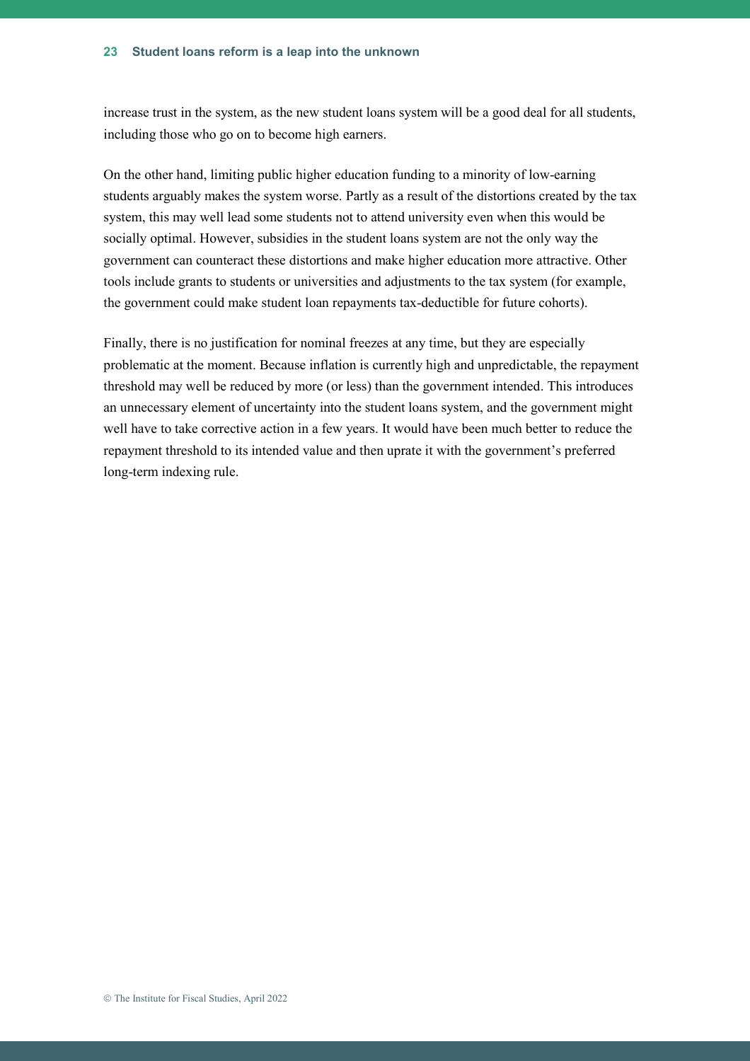increase trust in the system, as the new student loans system will be a good deal for all students, including those who go on to become high earners.

On the other hand, limiting public higher education funding to a minority of low-earning students arguably makes the system worse. Partly as a result of the distortions created by the tax system, this may well lead some students not to attend university even when this would be socially optimal. However, subsidies in the student loans system are not the only way the government can counteract these distortions and make higher education more attractive. Other tools include grants to students or universities and adjustments to the tax system (for example, the government could make student loan repayments tax-deductible for future cohorts).

Finally, there is no justification for nominal freezes at any time, but they are especially problematic at the moment. Because inflation is currently high and unpredictable, the repayment threshold may well be reduced by more (or less) than the government intended. This introduces an unnecessary element of uncertainty into the student loans system, and the government might well have to take corrective action in a few years. It would have been much better to reduce the repayment threshold to its intended value and then uprate it with the government's preferred long-term indexing rule.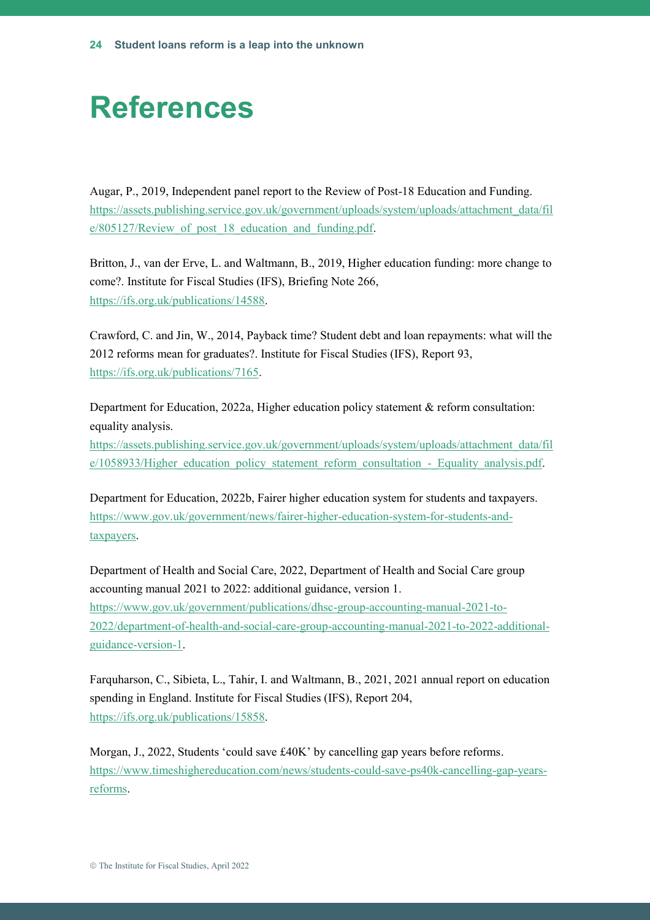# References

Augar, P., 2019, Independent panel report to the Review of Post-18 Education and Funding. https://assets.publishing.service.gov.uk/government/uploads/system/uploads/attachment_data/file/805127/Review_of_post_18_education_and_funding.pdf.

Britton, J., van der Erve, L. and Waltmann, B., 2019, Higher education funding: more change to come?. Institute for Fiscal Studies (IFS), Briefing Note 266, https://ifs.org.uk/publications/14588.

Crawford, C. and Jin, W., 2014, Payback time? Student debt and loan repayments: what will the 2012 reforms mean for graduates?. Institute for Fiscal Studies (IFS), Report 93, https://ifs.org.uk/publications/7165.

Department for Education, 2022a, Higher education policy statement & reform consultation: equality analysis. https://assets.publishing.service.gov.uk/government/uploads/system/uploads/attachment_data/file/1058933/Higher_education_policy_statement_reform_consultation_-_Equality_analysis.pdf.

Department for Education, 2022b, Fairer higher education system for students and taxpayers. https://www.gov.uk/government/news/fairer-higher-education-system-for-students-and-taxpayers.

Department of Health and Social Care, 2022, Department of Health and Social Care group accounting manual 2021 to 2022: additional guidance, version 1. https://www.gov.uk/government/publications/dhsc-group-accounting-manual-2021-to-2022/department-of-health-and-social-care-group-accounting-manual-2021-to-2022-additional-guidance-version-1.

Farquharson, C., Sibieta, L., Tahir, I. and Waltmann, B., 2021, 2021 annual report on education spending in England. Institute for Fiscal Studies (IFS), Report 204, https://ifs.org.uk/publications/15858.

Morgan, J., 2022, Students 'could save £40K' by cancelling gap years before reforms. https://www.timeshighereducation.com/news/students-could-save-ps40k-cancelling-gap-years-reforms.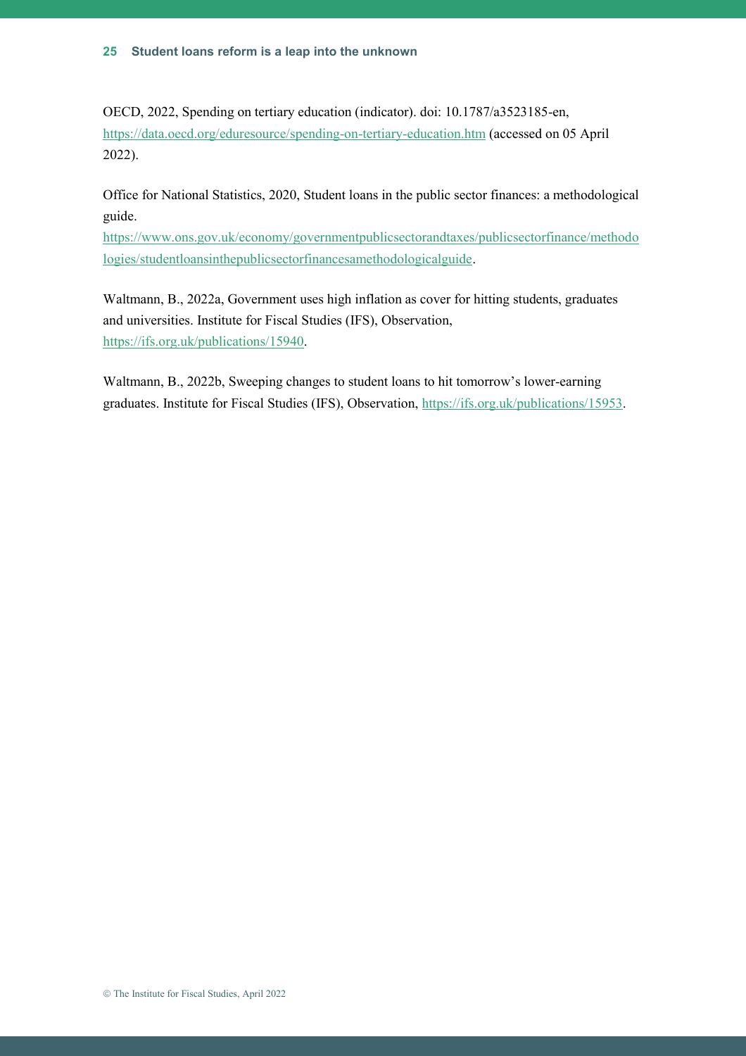OECD, 2022, Spending on tertiary education (indicator). doi: 10.1787/a3523185-en, https://data.oecd.org/eduresource/spending-on-tertiary-education.htm (accessed on 05 April 2022).

Office for National Statistics, 2020, Student loans in the public sector finances: a methodological guide. https://www.ons.gov.uk/economy/governmentpublicsectorandtaxes/publicsectorfinance/methodologies/studentloansinthepublicsectorfinancesamethodologicalguide.

Waltmann, B., 2022a, Government uses high inflation as cover for hitting students, graduates and universities. Institute for Fiscal Studies (IFS), Observation, https://ifs.org.uk/publications/15940.

Waltmann, B., 2022b, Sweeping changes to student loans to hit tomorrow's lower-earning graduates. Institute for Fiscal Studies (IFS), Observation, https://ifs.org.uk/publications/15953.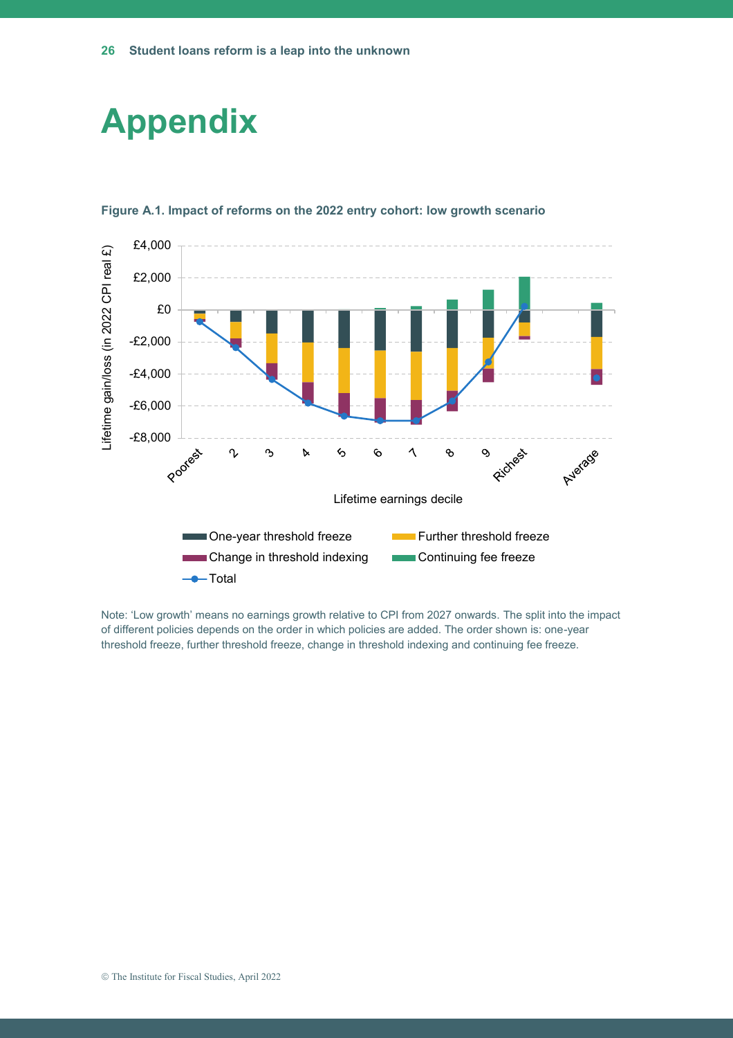# Appendix

**Figure A.1. Impact of reforms on the 2022 entry cohort: low growth scenario**

Note: 'Low growth' means no earnings growth relative to CPI from 2027 onwards. The split into the impact of different policies depends on the order in which policies are added. The order shown is: one-year threshold freeze, further threshold freeze, change in threshold indexing and continuing fee freeze.

© The Institute for Fiscal Studies, April 2022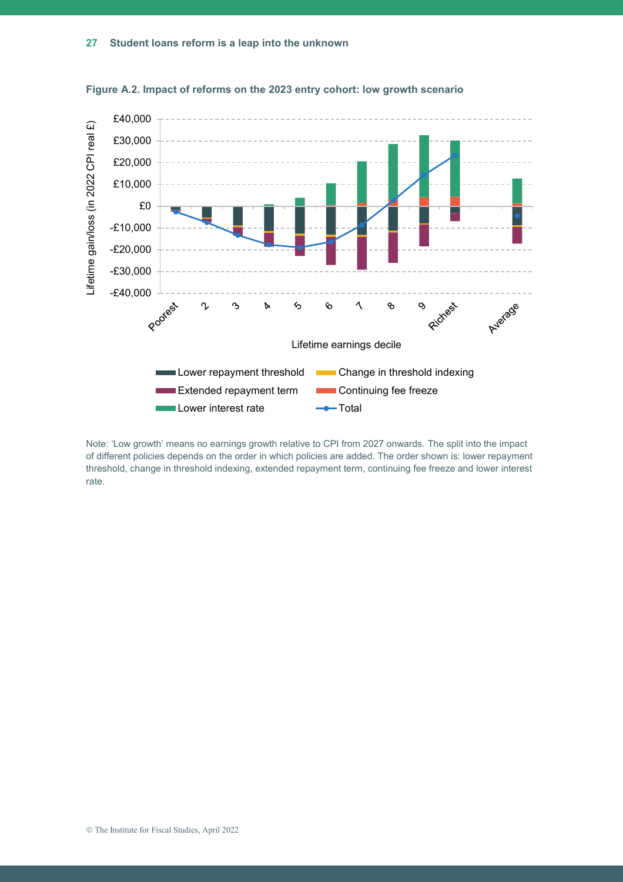**Figure A.2. Impact of reforms on the 2023 entry cohort: low growth scenario**

Lifetime gain/loss (in 2022 CPI real £)

£40,000
£30,000
£20,000
£10,000
£0
-£10,000
-£20,000
-£30,000
-£40,000

Poorest
2
3
4
5
6
7
8
9
Richest
Average

Lifetime earnings decile

Lower repayment threshold
Change in threshold indexing
Extended repayment term
Continuing fee freeze
Lower interest rate
Total

Note: 'Low growth' means no earnings growth relative to CPI from 2027 onwards. The split into the impact of different policies depends on the order in which policies are added. The order shown is: lower repayment threshold, change in threshold indexing, extended repayment term, continuing fee freeze and lower interest rate.

© The Institute for Fiscal Studies, April 2022